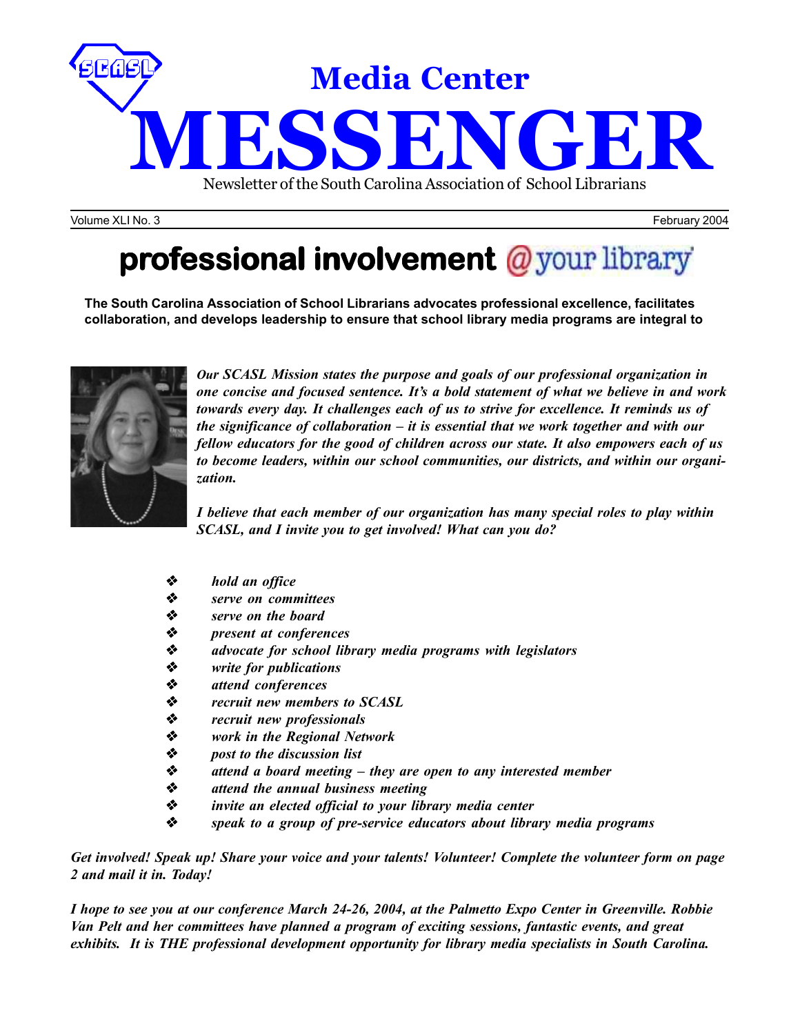# Media Center MESSENGER

Newsletter of the South Carolina Association of School Librarians

Volume XLI No. 3 February 2004

## professional involvement @your library

**The South Carolina Association of School Librarians advocates professional excellence, facilitates collaboration, and develops leadership to ensure that school library media programs are integral to**

***Our SCASL Mission states the purpose and goals of our professional organization in one concise and focused sentence. It's a bold statement of what we believe in and work towards every day. It challenges each of us to strive for excellence. It reminds us of the significance of collaboration – it is essential that we work together and with our fellow educators for the good of children across our state. It also empowers each of us to become leaders, within our school communities, our districts, and within our organization.***

***I believe that each member of our organization has many special roles to play within SCASL, and I invite you to get involved! What can you do?***

- ***hold an office***
- ***serve on committees***
- ***serve on the board***
- ***present at conferences***
- ***advocate for school library media programs with legislators***
- ***write for publications***
- ***attend conferences***
- ***recruit new members to SCASL***
- ***recruit new professionals***
- ***work in the Regional Network***
- ***post to the discussion list***
- ***attend a board meeting – they are open to any interested member***
- ***attend the annual business meeting***
- ***invite an elected official to your library media center***
- ***speak to a group of pre-service educators about library media programs***

***Get involved! Speak up! Share your voice and your talents! Volunteer! Complete the volunteer form on page 2 and mail it in. Today!***

***I hope to see you at our conference March 24-26, 2004, at the Palmetto Expo Center in Greenville. Robbie Van Pelt and her committees have planned a program of exciting sessions, fantastic events, and great exhibits. It is THE professional development opportunity for library media specialists in South Carolina.***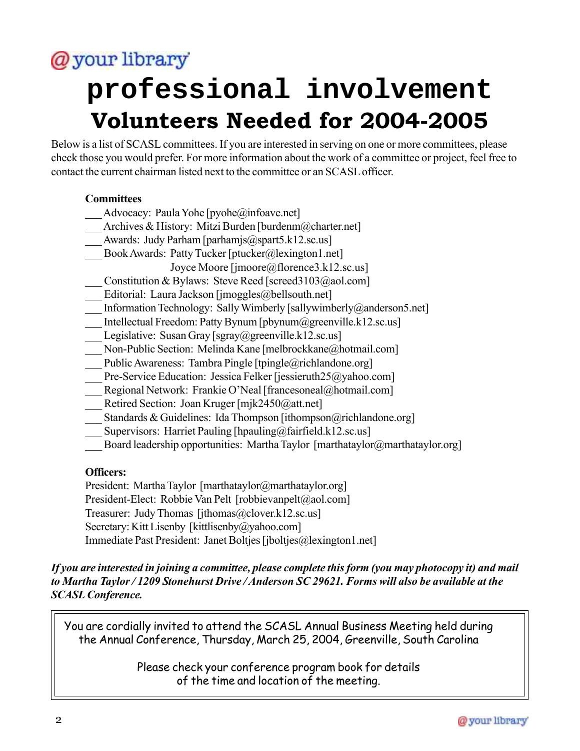@your library

# professional involvement

## Volunteers Needed for 2004-2005

Below is a list of SCASL committees. If you are interested in serving on one or more committees, please check those you would prefer. For more information about the work of a committee or project, feel free to contact the current chairman listed next to the committee or an SCASL officer.

**Committees**

___ Advocacy: Paula Yohe [pyohe@infoave.net]
___ Archives & History: Mitzi Burden [burdenm@charter.net]
___ Awards: Judy Parham [parhamjs@spart5.k12.sc.us]
___ Book Awards: Patty Tucker [ptucker@lexington1.net]
    Joyce Moore [jmoore@florence3.k12.sc.us]
___ Constitution & Bylaws: Steve Reed [screed3103@aol.com]
___ Editorial: Laura Jackson [jmoggles@bellsouth.net]
___ Information Technology: Sally Wimberly [sallywimberly@anderson5.net]
___ Intellectual Freedom: Patty Bynum [pbynum@greenville.k12.sc.us]
___ Legislative: Susan Gray [sgray@greenville.k12.sc.us]
___ Non-Public Section: Melinda Kane [melbrockkane@hotmail.com]
___ Public Awareness: Tambra Pingle [tpingle@richlandone.org]
___ Pre-Service Education: Jessica Felker [jessieruth25@yahoo.com]
___ Regional Network: Frankie O'Neal [francesoneal@hotmail.com]
___ Retired Section: Joan Kruger [mjk2450@att.net]
___ Standards & Guidelines: Ida Thompson [ithompson@richlandone.org]
___ Supervisors: Harriet Pauling [hpauling@fairfield.k12.sc.us]
___ Board leadership opportunities: Martha Taylor [marthataylor@marthataylor.org]

**Officers:**

President: Martha Taylor [marthataylor@marthataylor.org]
President-Elect: Robbie Van Pelt [robbievanpelt@aol.com]
Treasurer: Judy Thomas [jthomas@clover.k12.sc.us]
Secretary: Kitt Lisenby [kittlisenby@yahoo.com]
Immediate Past President: Janet Boltjes [jboltjes@lexington1.net]

***If you are interested in joining a committee, please complete this form (you may photocopy it) and mail to Martha Taylor / 1209 Stonehurst Drive / Anderson SC 29621. Forms will also be available at the SCASL Conference.***

You are cordially invited to attend the SCASL Annual Business Meeting held during the Annual Conference, Thursday, March 25, 2004, Greenville, South Carolina

Please check your conference program book for details of the time and location of the meeting.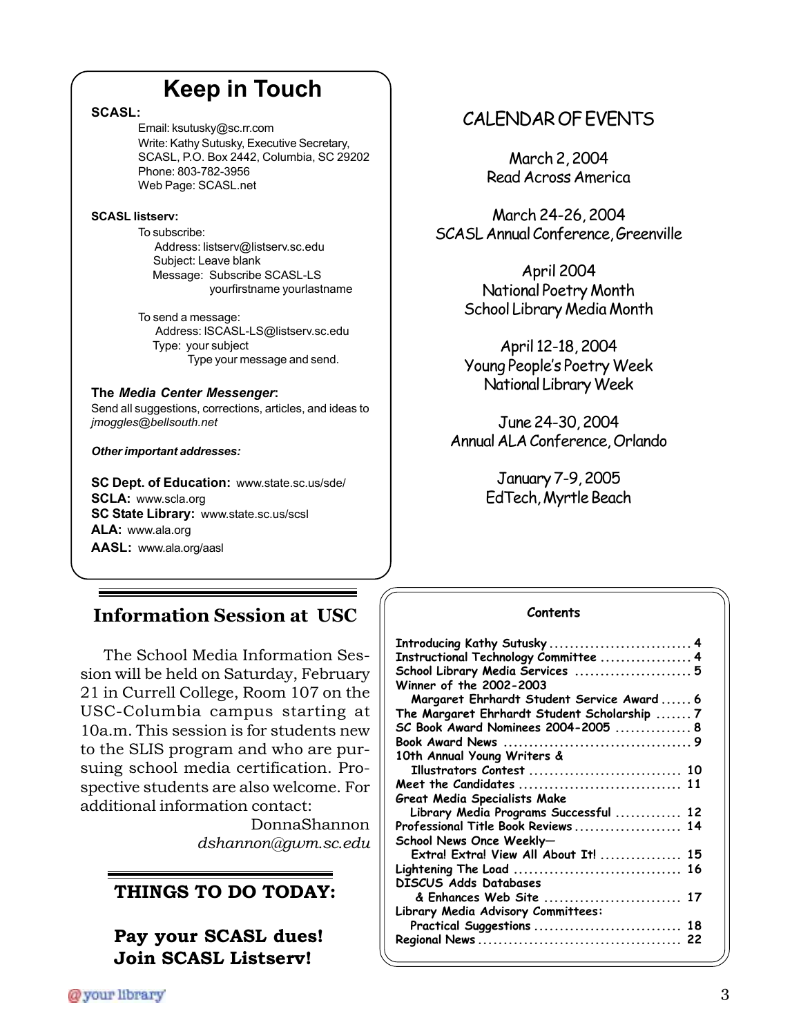# Keep in Touch

**SCASL:**

Email: ksutusky@sc.rr.com
Write: Kathy Sutusky, Executive Secretary, SCASL, P.O. Box 2442, Columbia, SC 29202
Phone: 803-782-3956
Web Page: SCASL.net

**SCASL listserv:**

To subscribe:
Address: listserv@listserv.sc.edu
Subject: Leave blank
Message: Subscribe SCASL-LS yourfirstname yourlastname

To send a message:
Address: lSCASL-LS@listserv.sc.edu
Type: your subject
Type your message and send.

**The *Media Center Messenger*:**
Send all suggestions, corrections, articles, and ideas to *jmoggles@bellsouth.net*

***Other important addresses:***

**SC Dept. of Education:** www.state.sc.us/sde/
**SCLA:** www.scla.org
**SC State Library:** www.state.sc.us/scsl
**ALA:** www.ala.org
**AASL:** www.ala.org/aasl

## CALENDAR OF EVENTS

March 2, 2004
Read Across America

March 24-26, 2004
SCASL Annual Conference, Greenville

April 2004
National Poetry Month
School Library Media Month

April 12-18, 2004
Young People's Poetry Week
National Library Week

June 24-30, 2004
Annual ALA Conference, Orlando

January 7-9, 2005
EdTech, Myrtle Beach

## Information Session at USC

The School Media Information Session will be held on Saturday, February 21 in Currell College, Room 107 on the USC-Columbia campus starting at 10a.m. This session is for students new to the SLIS program and who are pursuing school media certification. Prospective students are also welcome. For additional information contact:

DonnaShannon
*dshannon@gwm.sc.edu*

## THINGS TO DO TODAY:

**Pay your SCASL dues!**
**Join SCASL Listserv!**

**Contents**

| | |
|---|---|
| Introducing Kathy Sutusky | 4 |
| Instructional Technology Committee | 4 |
| School Library Media Services | 5 |
| Winner of the 2002-2003 Margaret Ehrhardt Student Service Award | 6 |
| The Margaret Ehrhardt Student Scholarship | 7 |
| SC Book Award Nominees 2004-2005 | 8 |
| Book Award News | 9 |
| 10th Annual Young Writers & Illustrators Contest | 10 |
| Meet the Candidates | 11 |
| Great Media Specialists Make Library Media Programs Successful | 12 |
| Professional Title Book Reviews | 14 |
| School News Once Weekly— Extra! Extra! View All About It! | 15 |
| Lightening The Load | 16 |
| DISCUS Adds Databases & Enhances Web Site | 17 |
| Library Media Advisory Committees: Practical Suggestions | 18 |
| Regional News | 22 |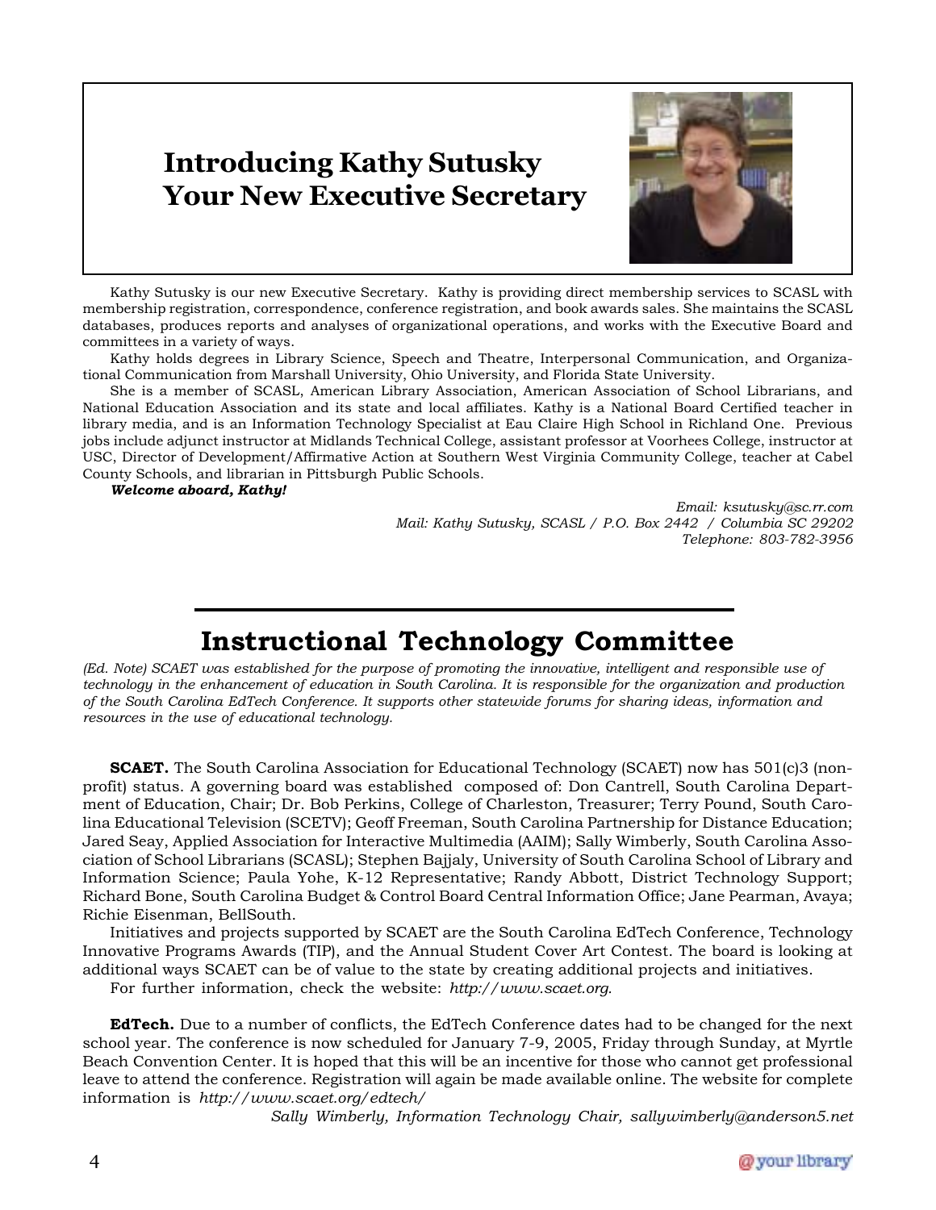## Introducing Kathy Sutusky Your New Executive Secretary

Kathy Sutusky is our new Executive Secretary. Kathy is providing direct membership services to SCASL with membership registration, correspondence, conference registration, and book awards sales. She maintains the SCASL databases, produces reports and analyses of organizational operations, and works with the Executive Board and committees in a variety of ways.

Kathy holds degrees in Library Science, Speech and Theatre, Interpersonal Communication, and Organizational Communication from Marshall University, Ohio University, and Florida State University.

She is a member of SCASL, American Library Association, American Association of School Librarians, and National Education Association and its state and local affiliates. Kathy is a National Board Certified teacher in library media, and is an Information Technology Specialist at Eau Claire High School in Richland One. Previous jobs include adjunct instructor at Midlands Technical College, assistant professor at Voorhees College, instructor at USC, Director of Development/Affirmative Action at Southern West Virginia Community College, teacher at Cabel County Schools, and librarian in Pittsburgh Public Schools.

***Welcome aboard, Kathy!***

*Email: ksutusky@sc.rr.com*
*Mail: Kathy Sutusky, SCASL / P.O. Box 2442 / Columbia SC 29202*
*Telephone: 803-782-3956*

## Instructional Technology Committee

*(Ed. Note) SCAET was established for the purpose of promoting the innovative, intelligent and responsible use of technology in the enhancement of education in South Carolina. It is responsible for the organization and production of the South Carolina EdTech Conference. It supports other statewide forums for sharing ideas, information and resources in the use of educational technology.*

**SCAET.** The South Carolina Association for Educational Technology (SCAET) now has 501(c)3 (non-profit) status. A governing board was established composed of: Don Cantrell, South Carolina Department of Education, Chair; Dr. Bob Perkins, College of Charleston, Treasurer; Terry Pound, South Carolina Educational Television (SCETV); Geoff Freeman, South Carolina Partnership for Distance Education; Jared Seay, Applied Association for Interactive Multimedia (AAIM); Sally Wimberly, South Carolina Association of School Librarians (SCASL); Stephen Bajjaly, University of South Carolina School of Library and Information Science; Paula Yohe, K-12 Representative; Randy Abbott, District Technology Support; Richard Bone, South Carolina Budget & Control Board Central Information Office; Jane Pearman, Avaya; Richie Eisenman, BellSouth.

Initiatives and projects supported by SCAET are the South Carolina EdTech Conference, Technology Innovative Programs Awards (TIP), and the Annual Student Cover Art Contest. The board is looking at additional ways SCAET can be of value to the state by creating additional projects and initiatives.

For further information, check the website: *http://www.scaet.org*.

**EdTech.** Due to a number of conflicts, the EdTech Conference dates had to be changed for the next school year. The conference is now scheduled for January 7-9, 2005, Friday through Sunday, at Myrtle Beach Convention Center. It is hoped that this will be an incentive for those who cannot get professional leave to attend the conference. Registration will again be made available online. The website for complete information is *http://www.scaet.org/edtech/*

*Sally Wimberly, Information Technology Chair, sallywimberly@anderson5.net*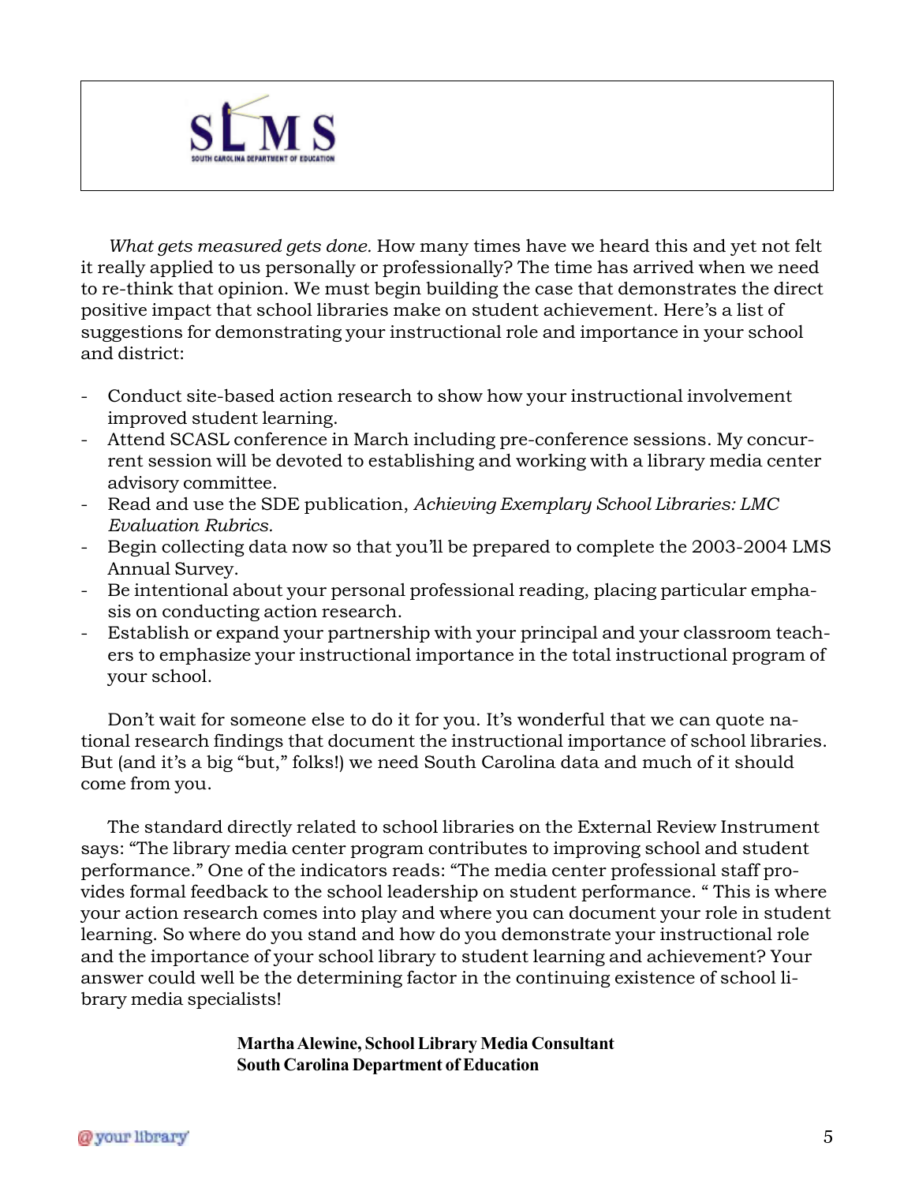SLMS

SOUTH CAROLINA DEPARTMENT OF EDUCATION

*What gets measured gets done.* How many times have we heard this and yet not felt it really applied to us personally or professionally? The time has arrived when we need to re-think that opinion. We must begin building the case that demonstrates the direct positive impact that school libraries make on student achievement. Here's a list of suggestions for demonstrating your instructional role and importance in your school and district:

- Conduct site-based action research to show how your instructional involvement improved student learning.
- Attend SCASL conference in March including pre-conference sessions. My concurrent session will be devoted to establishing and working with a library media center advisory committee.
- Read and use the SDE publication, *Achieving Exemplary School Libraries: LMC Evaluation Rubrics.*
- Begin collecting data now so that you'll be prepared to complete the 2003-2004 LMS Annual Survey.
- Be intentional about your personal professional reading, placing particular emphasis on conducting action research.
- Establish or expand your partnership with your principal and your classroom teachers to emphasize your instructional importance in the total instructional program of your school.

Don't wait for someone else to do it for you. It's wonderful that we can quote national research findings that document the instructional importance of school libraries. But (and it's a big "but," folks!) we need South Carolina data and much of it should come from you.

The standard directly related to school libraries on the External Review Instrument says: "The library media center program contributes to improving school and student performance." One of the indicators reads: "The media center professional staff provides formal feedback to the school leadership on student performance. " This is where your action research comes into play and where you can document your role in student learning. So where do you stand and how do you demonstrate your instructional role and the importance of your school library to student learning and achievement? Your answer could well be the determining factor in the continuing existence of school library media specialists!

**Martha Alewine, School Library Media Consultant**
**South Carolina Department of Education**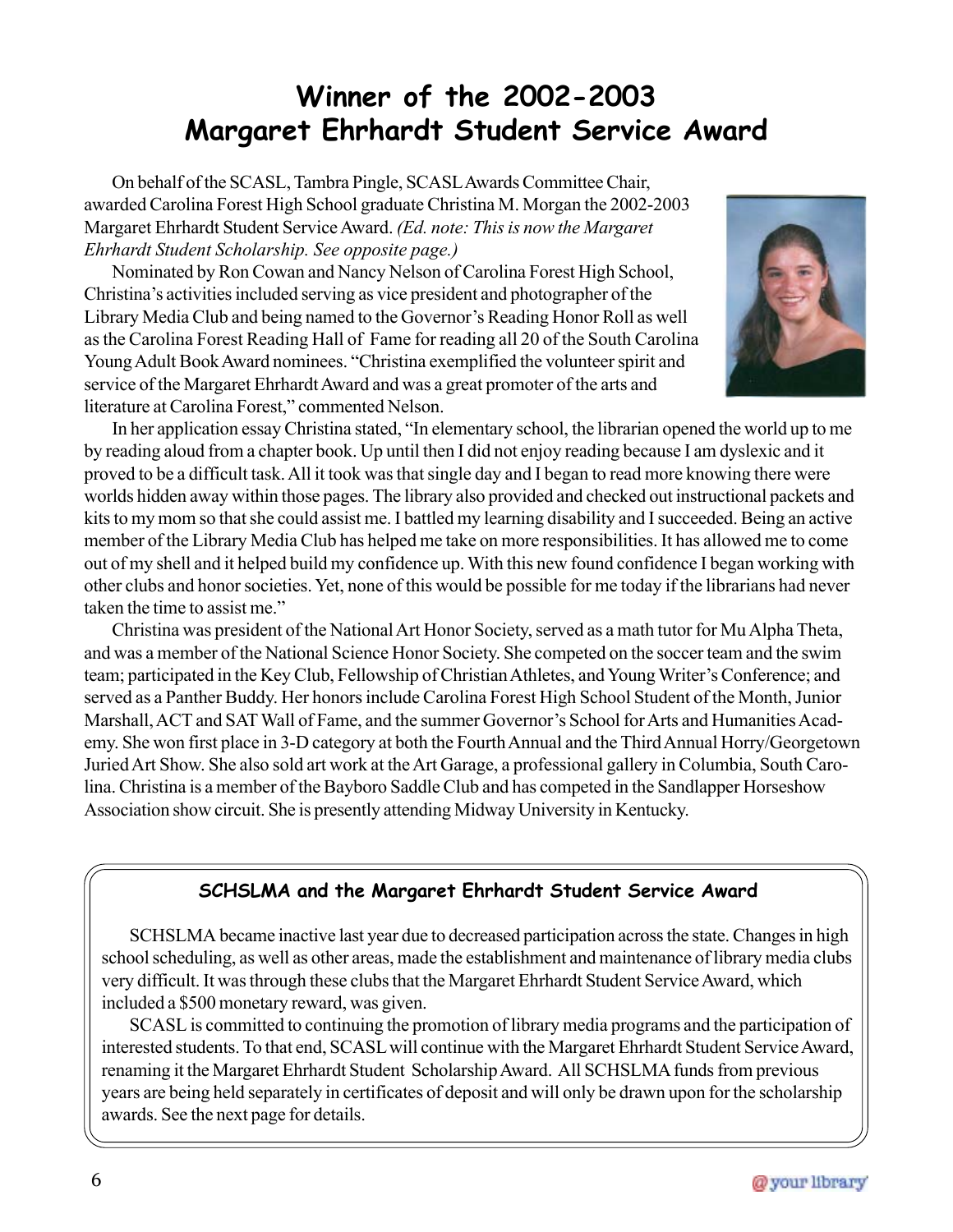# Winner of the 2002-2003 Margaret Ehrhardt Student Service Award

On behalf of the SCASL, Tambra Pingle, SCASL Awards Committee Chair, awarded Carolina Forest High School graduate Christina M. Morgan the 2002-2003 Margaret Ehrhardt Student Service Award. *(Ed. note: This is now the Margaret Ehrhardt Student Scholarship. See opposite page.)*

Nominated by Ron Cowan and Nancy Nelson of Carolina Forest High School, Christina's activities included serving as vice president and photographer of the Library Media Club and being named to the Governor's Reading Honor Roll as well as the Carolina Forest Reading Hall of Fame for reading all 20 of the South Carolina Young Adult Book Award nominees. "Christina exemplified the volunteer spirit and service of the Margaret Ehrhardt Award and was a great promoter of the arts and literature at Carolina Forest," commented Nelson.

In her application essay Christina stated, "In elementary school, the librarian opened the world up to me by reading aloud from a chapter book. Up until then I did not enjoy reading because I am dyslexic and it proved to be a difficult task. All it took was that single day and I began to read more knowing there were worlds hidden away within those pages. The library also provided and checked out instructional packets and kits to my mom so that she could assist me. I battled my learning disability and I succeeded. Being an active member of the Library Media Club has helped me take on more responsibilities. It has allowed me to come out of my shell and it helped build my confidence up. With this new found confidence I began working with other clubs and honor societies. Yet, none of this would be possible for me today if the librarians had never taken the time to assist me."

Christina was president of the National Art Honor Society, served as a math tutor for Mu Alpha Theta, and was a member of the National Science Honor Society. She competed on the soccer team and the swim team; participated in the Key Club, Fellowship of Christian Athletes, and Young Writer's Conference; and served as a Panther Buddy. Her honors include Carolina Forest High School Student of the Month, Junior Marshall, ACT and SAT Wall of Fame, and the summer Governor's School for Arts and Humanities Academy. She won first place in 3-D category at both the Fourth Annual and the Third Annual Horry/Georgetown Juried Art Show. She also sold art work at the Art Garage, a professional gallery in Columbia, South Carolina. Christina is a member of the Bayboro Saddle Club and has competed in the Sandlapper Horseshow Association show circuit. She is presently attending Midway University in Kentucky.

### SCHSLMA and the Margaret Ehrhardt Student Service Award

SCHSLMA became inactive last year due to decreased participation across the state. Changes in high school scheduling, as well as other areas, made the establishment and maintenance of library media clubs very difficult. It was through these clubs that the Margaret Ehrhardt Student Service Award, which included a $500 monetary reward, was given.

SCASL is committed to continuing the promotion of library media programs and the participation of interested students. To that end, SCASL will continue with the Margaret Ehrhardt Student Service Award, renaming it the Margaret Ehrhardt Student Scholarship Award. All SCHSLMA funds from previous years are being held separately in certificates of deposit and will only be drawn upon for the scholarship awards. See the next page for details.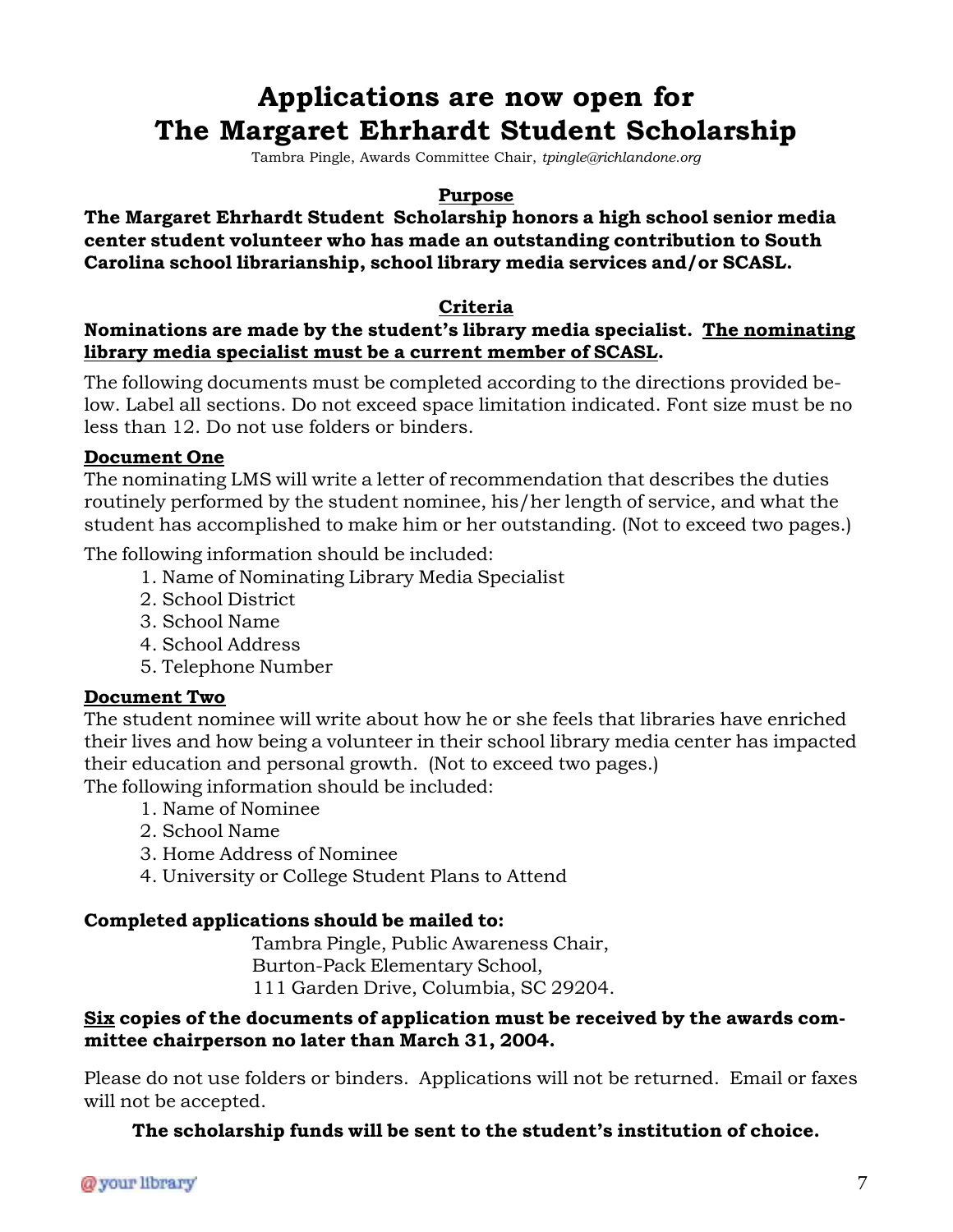# Applications are now open for The Margaret Ehrhardt Student Scholarship

Tambra Pingle, Awards Committee Chair, *tpingle@richlandone.org*

**Purpose**

**The Margaret Ehrhardt Student Scholarship honors a high school senior media center student volunteer who has made an outstanding contribution to South Carolina school librarianship, school library media services and/or SCASL.**

**Criteria**

**Nominations are made by the student's library media specialist. The nominating library media specialist must be a current member of SCASL.**

The following documents must be completed according to the directions provided below. Label all sections. Do not exceed space limitation indicated. Font size must be no less than 12. Do not use folders or binders.

**Document One**

The nominating LMS will write a letter of recommendation that describes the duties routinely performed by the student nominee, his/her length of service, and what the student has accomplished to make him or her outstanding. (Not to exceed two pages.)

The following information should be included:

1. Name of Nominating Library Media Specialist
2. School District
3. School Name
4. School Address
5. Telephone Number

**Document Two**

The student nominee will write about how he or she feels that libraries have enriched their lives and how being a volunteer in their school library media center has impacted their education and personal growth. (Not to exceed two pages.)

The following information should be included:

1. Name of Nominee
2. School Name
3. Home Address of Nominee
4. University or College Student Plans to Attend

**Completed applications should be mailed to:**

Tambra Pingle, Public Awareness Chair,
Burton-Pack Elementary School,
111 Garden Drive, Columbia, SC 29204.

**Six copies of the documents of application must be received by the awards committee chairperson no later than March 31, 2004.**

Please do not use folders or binders. Applications will not be returned. Email or faxes will not be accepted.

**The scholarship funds will be sent to the student's institution of choice.**

@your library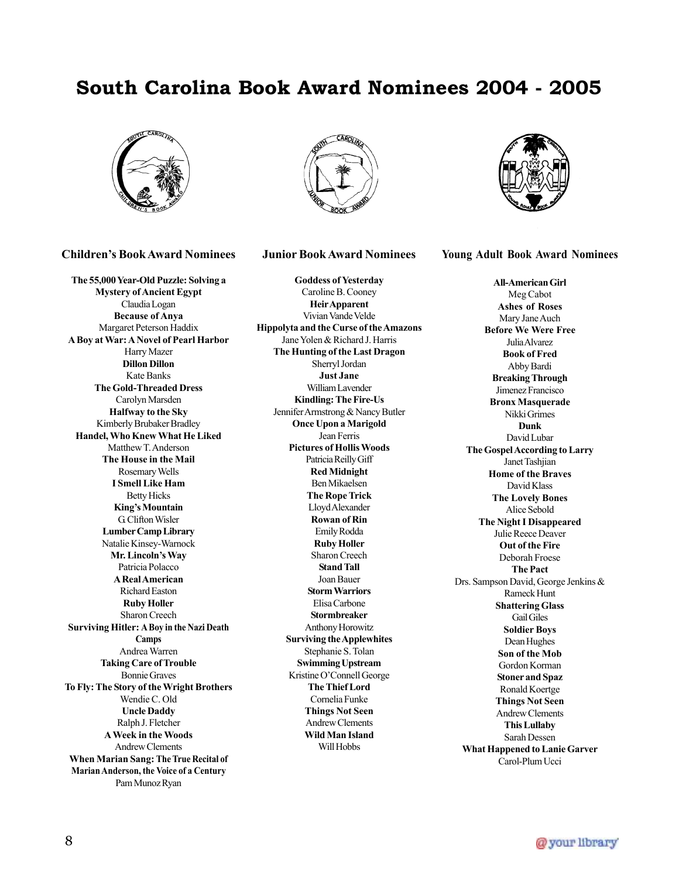# South Carolina Book Award Nominees 2004 - 2005

## Children's Book Award Nominees

**The 55,000 Year-Old Puzzle: Solving a Mystery of Ancient Egypt**
Claudia Logan
**Because of Anya**
Margaret Peterson Haddix
**A Boy at War: A Novel of Pearl Harbor**
Harry Mazer
**Dillon Dillon**
Kate Banks
**The Gold-Threaded Dress**
Carolyn Marsden
**Halfway to the Sky**
Kimberly Brubaker Bradley
**Handel, Who Knew What He Liked**
Matthew T. Anderson
**The House in the Mail**
Rosemary Wells
**I Smell Like Ham**
Betty Hicks
**King's Mountain**
G. Clifton Wisler
**Lumber Camp Library**
Natalie Kinsey-Warnock
**Mr. Lincoln's Way**
Patricia Polacco
**A Real American**
Richard Easton
**Ruby Holler**
Sharon Creech
**Surviving Hitler: A Boy in the Nazi Death Camps**
Andrea Warren
**Taking Care of Trouble**
Bonnie Graves
**To Fly: The Story of the Wright Brothers**
Wendie C. Old
**Uncle Daddy**
Ralph J. Fletcher
**A Week in the Woods**
Andrew Clements
**When Marian Sang: The True Recital of Marian Anderson, the Voice of a Century**
Pam Munoz Ryan

## Junior Book Award Nominees

**Goddess of Yesterday**
Caroline B. Cooney
**Heir Apparent**
Vivian Vande Velde
**Hippolyta and the Curse of the Amazons**
Jane Yolen & Richard J. Harris
**The Hunting of the Last Dragon**
Sherryl Jordan
**Just Jane**
William Lavender
**Kindling: The Fire-Us**
Jennifer Armstrong & Nancy Butler
**Once Upon a Marigold**
Jean Ferris
**Pictures of Hollis Woods**
Patricia Reilly Giff
**Red Midnight**
Ben Mikaelsen
**The Rope Trick**
Lloyd Alexander
**Rowan of Rin**
Emily Rodda
**Ruby Holler**
Sharon Creech
**Stand Tall**
Joan Bauer
**Storm Warriors**
Elisa Carbone
**Stormbreaker**
Anthony Horowitz
**Surviving the Applewhites**
Stephanie S. Tolan
**Swimming Upstream**
Kristine O'Connell George
**The Thief Lord**
Cornelia Funke
**Things Not Seen**
Andrew Clements
**Wild Man Island**
Will Hobbs

## Young Adult Book Award Nominees

**All-American Girl**
Meg Cabot
**Ashes of Roses**
Mary Jane Auch
**Before We Were Free**
Julia Alvarez
**Book of Fred**
Abby Bardi
**Breaking Through**
Jimenez Francisco
**Bronx Masquerade**
Nikki Grimes
**Dunk**
David Lubar
**The Gospel According to Larry**
Janet Tashjian
**Home of the Braves**
David Klass
**The Lovely Bones**
Alice Sebold
**The Night I Disappeared**
Julie Reece Deaver
**Out of the Fire**
Deborah Froese
**The Pact**
Drs. Sampson David, George Jenkins & Rameck Hunt
**Shattering Glass**
Gail Giles
**Soldier Boys**
Dean Hughes
**Son of the Mob**
Gordon Korman
**Stoner and Spaz**
Ronald Koertge
**Things Not Seen**
Andrew Clements
**This Lullaby**
Sarah Dessen
**What Happened to Lanie Garver**
Carol-Plum Ucci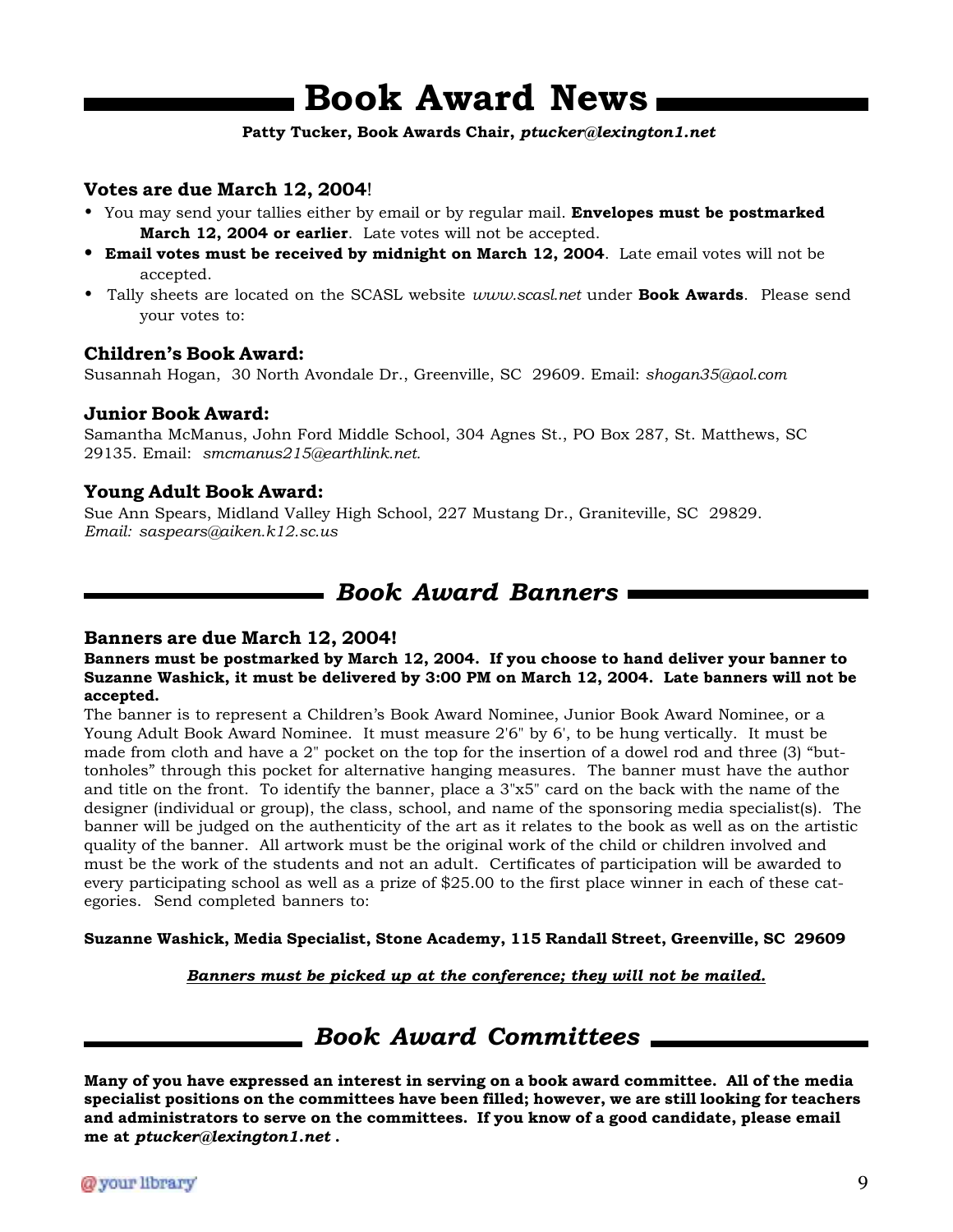# Book Award News

**Patty Tucker, Book Awards Chair, *ptucker@lexington1.net***

### Votes are due March 12, 2004!

- You may send your tallies either by email or by regular mail. **Envelopes must be postmarked March 12, 2004 or earlier**. Late votes will not be accepted.
- **Email votes must be received by midnight on March 12, 2004**. Late email votes will not be accepted.
- Tally sheets are located on the SCASL website *www.scasl.net* under **Book Awards**. Please send your votes to:

### Children's Book Award:

Susannah Hogan, 30 North Avondale Dr., Greenville, SC 29609. Email: *shogan35@aol.com*

### Junior Book Award:

Samantha McManus, John Ford Middle School, 304 Agnes St., PO Box 287, St. Matthews, SC 29135. Email: *smcmanus215@earthlink.net.*

### Young Adult Book Award:

Sue Ann Spears, Midland Valley High School, 227 Mustang Dr., Graniteville, SC 29829.
*Email: saspears@aiken.k12.sc.us*

## *Book Award Banners*

### Banners are due March 12, 2004!

**Banners must be postmarked by March 12, 2004. If you choose to hand deliver your banner to Suzanne Washick, it must be delivered by 3:00 PM on March 12, 2004. Late banners will not be accepted.**

The banner is to represent a Children's Book Award Nominee, Junior Book Award Nominee, or a Young Adult Book Award Nominee. It must measure 2'6" by 6', to be hung vertically. It must be made from cloth and have a 2" pocket on the top for the insertion of a dowel rod and three (3) "buttonholes" through this pocket for alternative hanging measures. The banner must have the author and title on the front. To identify the banner, place a 3"x5" card on the back with the name of the designer (individual or group), the class, school, and name of the sponsoring media specialist(s). The banner will be judged on the authenticity of the art as it relates to the book as well as on the artistic quality of the banner. All artwork must be the original work of the child or children involved and must be the work of the students and not an adult. Certificates of participation will be awarded to every participating school as well as a prize of $25.00 to the first place winner in each of these categories. Send completed banners to:

**Suzanne Washick, Media Specialist, Stone Academy, 115 Randall Street, Greenville, SC 29609**

***Banners must be picked up at the conference; they will not be mailed.***

## *Book Award Committees*

**Many of you have expressed an interest in serving on a book award committee. All of the media specialist positions on the committees have been filled; however, we are still looking for teachers and administrators to serve on the committees. If you know of a good candidate, please email me at *ptucker@lexington1.net* .**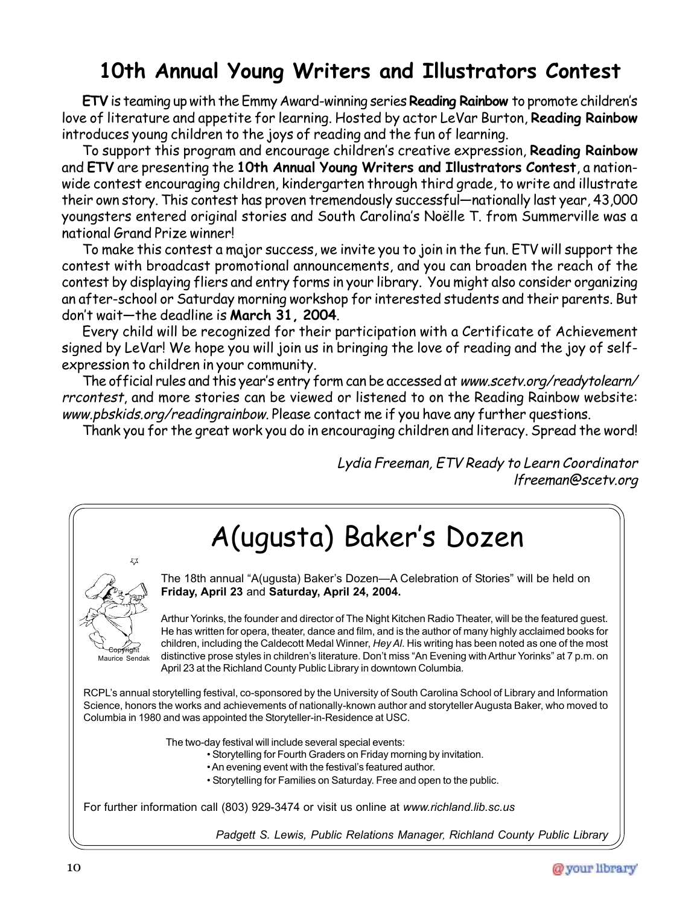## 10th Annual Young Writers and Illustrators Contest

**ETV** is teaming up with the Emmy Award-winning series **Reading Rainbow** to promote children's love of literature and appetite for learning. Hosted by actor LeVar Burton, **Reading Rainbow** introduces young children to the joys of reading and the fun of learning.

To support this program and encourage children's creative expression, **Reading Rainbow** and **ETV** are presenting the **10th Annual Young Writers and Illustrators Contest**, a nationwide contest encouraging children, kindergarten through third grade, to write and illustrate their own story. This contest has proven tremendously successful—nationally last year, 43,000 youngsters entered original stories and South Carolina's Noëlle T. from Summerville was a national Grand Prize winner!

To make this contest a major success, we invite you to join in the fun. ETV will support the contest with broadcast promotional announcements, and you can broaden the reach of the contest by displaying fliers and entry forms in your library. You might also consider organizing an after-school or Saturday morning workshop for interested students and their parents. But don't wait—the deadline is **March 31, 2004**.

Every child will be recognized for their participation with a Certificate of Achievement signed by LeVar! We hope you will join us in bringing the love of reading and the joy of self-expression to children in your community.

The official rules and this year's entry form can be accessed at *www.scetv.org/readytolearn/rrcontest*, and more stories can be viewed or listened to on the Reading Rainbow website: *www.pbskids.org/readingrainbow*. Please contact me if you have any further questions.

Thank you for the great work you do in encouraging children and literacy. Spread the word!

*Lydia Freeman, ETV Ready to Learn Coordinator*
*lfreeman@scetv.org*

## A(ugusta) Baker's Dozen

Copyright Maurice Sendak

The 18th annual "A(ugusta) Baker's Dozen—A Celebration of Stories" will be held on **Friday, April 23** and **Saturday, April 24, 2004.**

Arthur Yorinks, the founder and director of The Night Kitchen Radio Theater, will be the featured guest. He has written for opera, theater, dance and film, and is the author of many highly acclaimed books for children, including the Caldecott Medal Winner, *Hey Al*. His writing has been noted as one of the most distinctive prose styles in children's literature. Don't miss "An Evening with Arthur Yorinks" at 7 p.m. on April 23 at the Richland County Public Library in downtown Columbia.

RCPL's annual storytelling festival, co-sponsored by the University of South Carolina School of Library and Information Science, honors the works and achievements of nationally-known author and storyteller Augusta Baker, who moved to Columbia in 1980 and was appointed the Storyteller-in-Residence at USC.

The two-day festival will include several special events:

- Storytelling for Fourth Graders on Friday morning by invitation.
- An evening event with the festival's featured author.
- Storytelling for Families on Saturday. Free and open to the public.

For further information call (803) 929-3474 or visit us online at *www.richland.lib.sc.us*

*Padgett S. Lewis, Public Relations Manager, Richland County Public Library*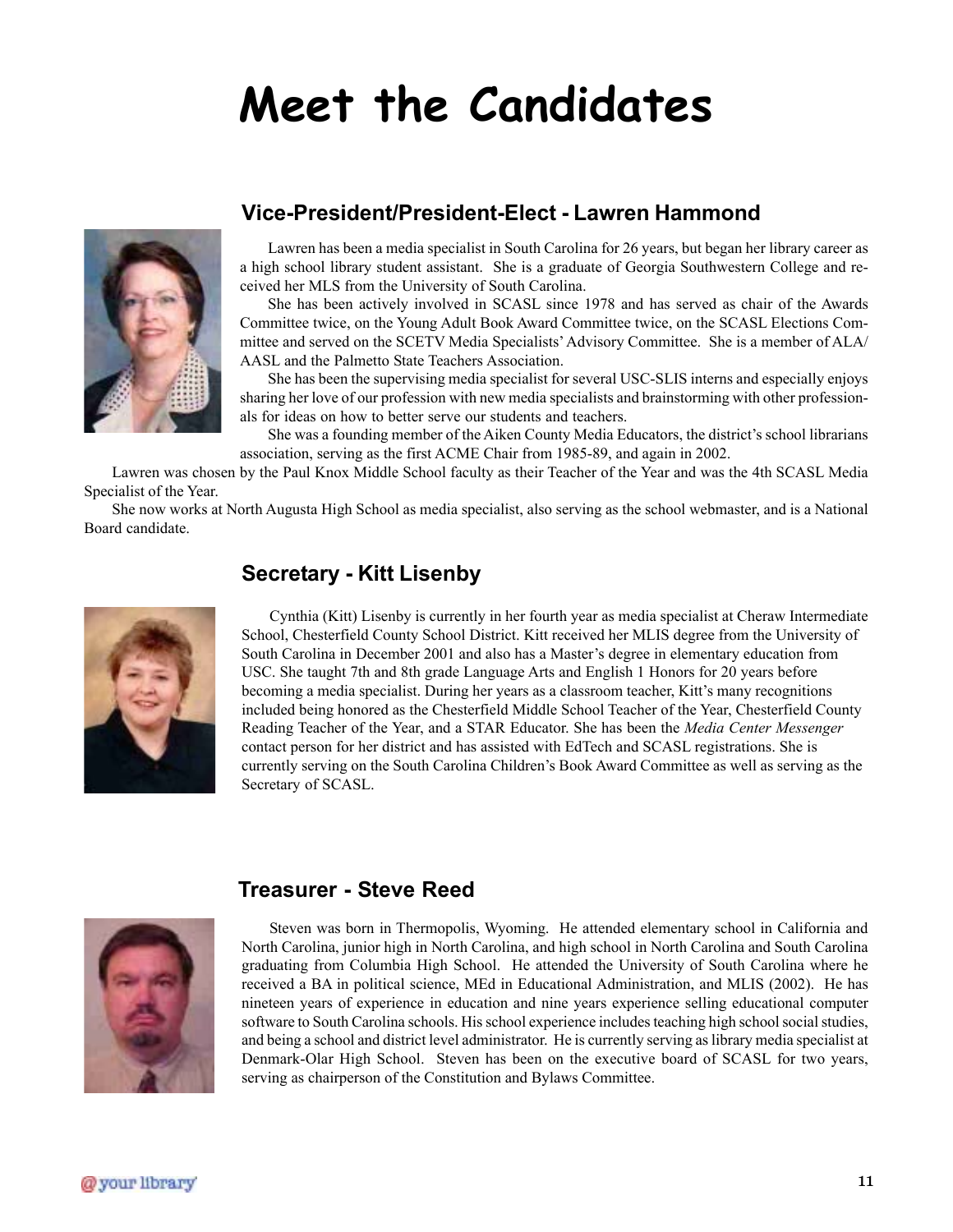# Meet the Candidates

## Vice-President/President-Elect - Lawren Hammond

Lawren has been a media specialist in South Carolina for 26 years, but began her library career as a high school library student assistant. She is a graduate of Georgia Southwestern College and received her MLS from the University of South Carolina.

She has been actively involved in SCASL since 1978 and has served as chair of the Awards Committee twice, on the Young Adult Book Award Committee twice, on the SCASL Elections Committee and served on the SCETV Media Specialists' Advisory Committee. She is a member of ALA/AASL and the Palmetto State Teachers Association.

She has been the supervising media specialist for several USC-SLIS interns and especially enjoys sharing her love of our profession with new media specialists and brainstorming with other professionals for ideas on how to better serve our students and teachers.

She was a founding member of the Aiken County Media Educators, the district's school librarians association, serving as the first ACME Chair from 1985-89, and again in 2002.

Lawren was chosen by the Paul Knox Middle School faculty as their Teacher of the Year and was the 4th SCASL Media Specialist of the Year.

She now works at North Augusta High School as media specialist, also serving as the school webmaster, and is a National Board candidate.

## Secretary - Kitt Lisenby

Cynthia (Kitt) Lisenby is currently in her fourth year as media specialist at Cheraw Intermediate School, Chesterfield County School District. Kitt received her MLIS degree from the University of South Carolina in December 2001 and also has a Master's degree in elementary education from USC. She taught 7th and 8th grade Language Arts and English 1 Honors for 20 years before becoming a media specialist. During her years as a classroom teacher, Kitt's many recognitions included being honored as the Chesterfield Middle School Teacher of the Year, Chesterfield County Reading Teacher of the Year, and a STAR Educator. She has been the *Media Center Messenger* contact person for her district and has assisted with EdTech and SCASL registrations. She is currently serving on the South Carolina Children's Book Award Committee as well as serving as the Secretary of SCASL.

## Treasurer - Steve Reed

Steven was born in Thermopolis, Wyoming. He attended elementary school in California and North Carolina, junior high in North Carolina, and high school in North Carolina and South Carolina graduating from Columbia High School. He attended the University of South Carolina where he received a BA in political science, MEd in Educational Administration, and MLIS (2002). He has nineteen years of experience in education and nine years experience selling educational computer software to South Carolina schools. His school experience includes teaching high school social studies, and being a school and district level administrator. He is currently serving as library media specialist at Denmark-Olar High School. Steven has been on the executive board of SCASL for two years, serving as chairperson of the Constitution and Bylaws Committee.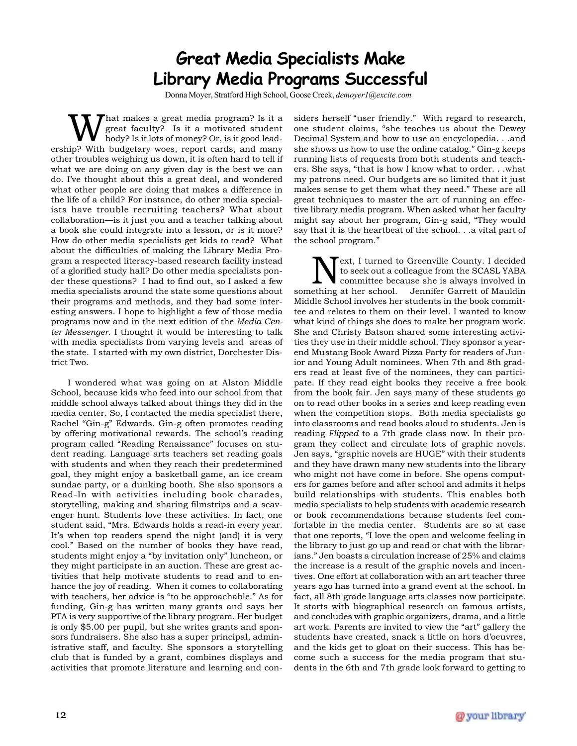# Great Media Specialists Make Library Media Programs Successful

Donna Moyer, Stratford High School, Goose Creek, *demoyer1@excite.com*

What makes a great media program? Is it a great faculty? Is it a motivated student body? Is it lots of money? Or, is it good leadership? With budgetary woes, report cards, and many other troubles weighing us down, it is often hard to tell if what we are doing on any given day is the best we can do. I've thought about this a great deal, and wondered what other people are doing that makes a difference in the life of a child? For instance, do other media specialists have trouble recruiting teachers? What about collaboration—is it just you and a teacher talking about a book she could integrate into a lesson, or is it more? How do other media specialists get kids to read? What about the difficulties of making the Library Media Program a respected literacy-based research facility instead of a glorified study hall? Do other media specialists ponder these questions? I had to find out, so I asked a few media specialists around the state some questions about their programs and methods, and they had some interesting answers. I hope to highlight a few of those media programs now and in the next edition of the *Media Center Messenger*. I thought it would be interesting to talk with media specialists from varying levels and areas of the state. I started with my own district, Dorchester District Two.

I wondered what was going on at Alston Middle School, because kids who feed into our school from that middle school always talked about things they did in the media center. So, I contacted the media specialist there, Rachel "Gin-g" Edwards. Gin-g often promotes reading by offering motivational rewards. The school's reading program called "Reading Renaissance" focuses on student reading. Language arts teachers set reading goals with students and when they reach their predetermined goal, they might enjoy a basketball game, an ice cream sundae party, or a dunking booth. She also sponsors a Read-In with activities including book charades, storytelling, making and sharing filmstrips and a scavenger hunt. Students love these activities. In fact, one student said, "Mrs. Edwards holds a read-in every year. It's when top readers spend the night (and) it is very cool." Based on the number of books they have read, students might enjoy a "by invitation only" luncheon, or they might participate in an auction. These are great activities that help motivate students to read and to enhance the joy of reading. When it comes to collaborating with teachers, her advice is "to be approachable." As for funding, Gin-g has written many grants and says her PTA is very supportive of the library program. Her budget is only $5.00 per pupil, but she writes grants and sponsors fundraisers. She also has a super principal, administrative staff, and faculty. She sponsors a storytelling club that is funded by a grant, combines displays and activities that promote literature and learning and considers herself "user friendly." With regard to research, one student claims, "she teaches us about the Dewey Decimal System and how to use an encyclopedia. . .and she shows us how to use the online catalog." Gin-g keeps running lists of requests from both students and teachers. She says, "that is how I know what to order. . .what my patrons need. Our budgets are so limited that it just makes sense to get them what they need." These are all great techniques to master the art of running an effective library media program. When asked what her faculty might say about her program, Gin-g said, "They would say that it is the heartbeat of the school. . .a vital part of the school program."

Next, I turned to Greenville County. I decided to seek out a colleague from the SCASL YABA committee because she is always involved in something at her school. Jennifer Garrett of Mauldin Middle School involves her students in the book committee and relates to them on their level. I wanted to know what kind of things she does to make her program work. She and Christy Batson shared some interesting activities they use in their middle school. They sponsor a year-end Mustang Book Award Pizza Party for readers of Junior and Young Adult nominees. When 7th and 8th graders read at least five of the nominees, they can participate. If they read eight books they receive a free book from the book fair. Jen says many of these students go on to read other books in a series and keep reading even when the competition stops. Both media specialists go into classrooms and read books aloud to students. Jen is reading *Flipped* to a 7th grade class now. In their program they collect and circulate lots of graphic novels. Jen says, "graphic novels are HUGE" with their students and they have drawn many new students into the library who might not have come in before. She opens computers for games before and after school and admits it helps build relationships with students. This enables both media specialists to help students with academic research or book recommendations because students feel comfortable in the media center. Students are so at ease that one reports, "I love the open and welcome feeling in the library to just go up and read or chat with the librarians." Jen boasts a circulation increase of 25% and claims the increase is a result of the graphic novels and incentives. One effort at collaboration with an art teacher three years ago has turned into a grand event at the school. In fact, all 8th grade language arts classes now participate. It starts with biographical research on famous artists, and concludes with graphic organizers, drama, and a little art work. Parents are invited to view the "art" gallery the students have created, snack a little on hors d'oeuvres, and the kids get to gloat on their success. This has become such a success for the media program that students in the 6th and 7th grade look forward to getting to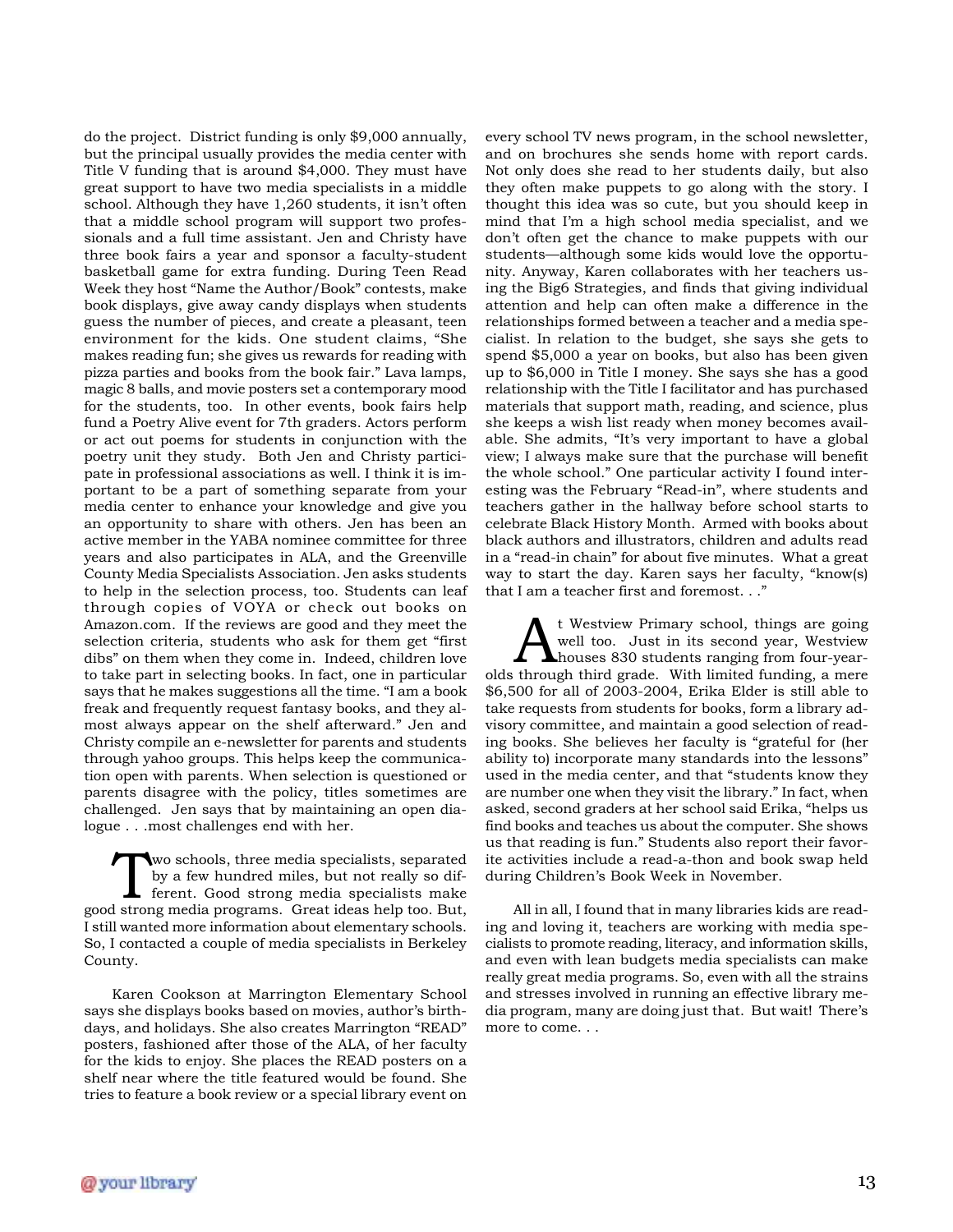do the project. District funding is only $9,000 annually, but the principal usually provides the media center with Title V funding that is around $4,000. They must have great support to have two media specialists in a middle school. Although they have 1,260 students, it isn't often that a middle school program will support two professionals and a full time assistant. Jen and Christy have three book fairs a year and sponsor a faculty-student basketball game for extra funding. During Teen Read Week they host "Name the Author/Book" contests, make book displays, give away candy displays when students guess the number of pieces, and create a pleasant, teen environment for the kids. One student claims, "She makes reading fun; she gives us rewards for reading with pizza parties and books from the book fair." Lava lamps, magic 8 balls, and movie posters set a contemporary mood for the students, too. In other events, book fairs help fund a Poetry Alive event for 7th graders. Actors perform or act out poems for students in conjunction with the poetry unit they study. Both Jen and Christy participate in professional associations as well. I think it is important to be a part of something separate from your media center to enhance your knowledge and give you an opportunity to share with others. Jen has been an active member in the YABA nominee committee for three years and also participates in ALA, and the Greenville County Media Specialists Association. Jen asks students to help in the selection process, too. Students can leaf through copies of VOYA or check out books on Amazon.com. If the reviews are good and they meet the selection criteria, students who ask for them get "first dibs" on them when they come in. Indeed, children love to take part in selecting books. In fact, one in particular says that he makes suggestions all the time. "I am a book freak and frequently request fantasy books, and they almost always appear on the shelf afterward." Jen and Christy compile an e-newsletter for parents and students through yahoo groups. This helps keep the communication open with parents. When selection is questioned or parents disagree with the policy, titles sometimes are challenged. Jen says that by maintaining an open dialogue . . .most challenges end with her.

Two schools, three media specialists, separated by a few hundred miles, but not really so different. Good strong media specialists make good strong media programs. Great ideas help too. But, I still wanted more information about elementary schools. So, I contacted a couple of media specialists in Berkeley County.

Karen Cookson at Marrington Elementary School says she displays books based on movies, author's birthdays, and holidays. She also creates Marrington "READ" posters, fashioned after those of the ALA, of her faculty for the kids to enjoy. She places the READ posters on a shelf near where the title featured would be found. She tries to feature a book review or a special library event on every school TV news program, in the school newsletter, and on brochures she sends home with report cards. Not only does she read to her students daily, but also they often make puppets to go along with the story. I thought this idea was so cute, but you should keep in mind that I'm a high school media specialist, and we don't often get the chance to make puppets with our students—although some kids would love the opportunity. Anyway, Karen collaborates with her teachers using the Big6 Strategies, and finds that giving individual attention and help can often make a difference in the relationships formed between a teacher and a media specialist. In relation to the budget, she says she gets to spend $5,000 a year on books, but also has been given up to $6,000 in Title I money. She says she has a good relationship with the Title I facilitator and has purchased materials that support math, reading, and science, plus she keeps a wish list ready when money becomes available. She admits, "It's very important to have a global view; I always make sure that the purchase will benefit the whole school." One particular activity I found interesting was the February "Read-in", where students and teachers gather in the hallway before school starts to celebrate Black History Month. Armed with books about black authors and illustrators, children and adults read in a "read-in chain" for about five minutes. What a great way to start the day. Karen says her faculty, "know(s) that I am a teacher first and foremost. . ."

At Westview Primary school, things are going well too. Just in its second year, Westview houses 830 students ranging from four-year-olds through third grade. With limited funding, a mere $6,500 for all of 2003-2004, Erika Elder is still able to take requests from students for books, form a library advisory committee, and maintain a good selection of reading books. She believes her faculty is "grateful for (her ability to) incorporate many standards into the lessons" used in the media center, and that "students know they are number one when they visit the library." In fact, when asked, second graders at her school said Erika, "helps us find books and teaches us about the computer. She shows us that reading is fun." Students also report their favorite activities include a read-a-thon and book swap held during Children's Book Week in November.

All in all, I found that in many libraries kids are reading and loving it, teachers are working with media specialists to promote reading, literacy, and information skills, and even with lean budgets media specialists can make really great media programs. So, even with all the strains and stresses involved in running an effective library media program, many are doing just that. But wait! There's more to come. . .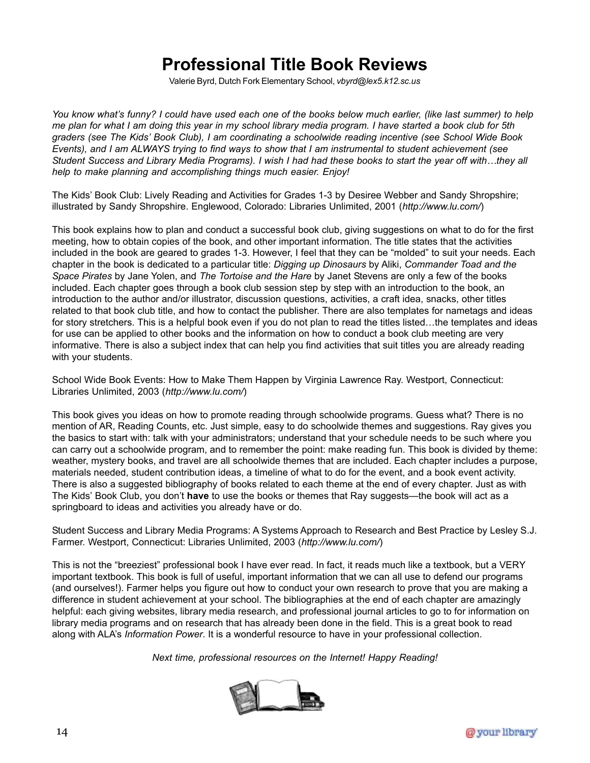# Professional Title Book Reviews

Valerie Byrd, Dutch Fork Elementary School, *vbyrd@lex5.k12.sc.us*

*You know what's funny? I could have used each one of the books below much earlier, (like last summer) to help me plan for what I am doing this year in my school library media program. I have started a book club for 5th graders (see The Kids' Book Club), I am coordinating a schoolwide reading incentive (see School Wide Book Events), and I am ALWAYS trying to find ways to show that I am instrumental to student achievement (see Student Success and Library Media Programs). I wish I had had these books to start the year off with…they all help to make planning and accomplishing things much easier. Enjoy!*

The Kids' Book Club: Lively Reading and Activities for Grades 1-3 by Desiree Webber and Sandy Shropshire; illustrated by Sandy Shropshire. Englewood, Colorado: Libraries Unlimited, 2001 (*http://www.lu.com/*)

This book explains how to plan and conduct a successful book club, giving suggestions on what to do for the first meeting, how to obtain copies of the book, and other important information. The title states that the activities included in the book are geared to grades 1-3. However, I feel that they can be "molded" to suit your needs. Each chapter in the book is dedicated to a particular title: *Digging up Dinosaurs* by Aliki, *Commander Toad and the Space Pirates* by Jane Yolen, and *The Tortoise and the Hare* by Janet Stevens are only a few of the books included. Each chapter goes through a book club session step by step with an introduction to the book, an introduction to the author and/or illustrator, discussion questions, activities, a craft idea, snacks, other titles related to that book club title, and how to contact the publisher. There are also templates for nametags and ideas for story stretchers. This is a helpful book even if you do not plan to read the titles listed…the templates and ideas for use can be applied to other books and the information on how to conduct a book club meeting are very informative. There is also a subject index that can help you find activities that suit titles you are already reading with your students.

School Wide Book Events: How to Make Them Happen by Virginia Lawrence Ray. Westport, Connecticut: Libraries Unlimited, 2003 (*http://www.lu.com/*)

This book gives you ideas on how to promote reading through schoolwide programs. Guess what? There is no mention of AR, Reading Counts, etc. Just simple, easy to do schoolwide themes and suggestions. Ray gives you the basics to start with: talk with your administrators; understand that your schedule needs to be such where you can carry out a schoolwide program, and to remember the point: make reading fun. This book is divided by theme: weather, mystery books, and travel are all schoolwide themes that are included. Each chapter includes a purpose, materials needed, student contribution ideas, a timeline of what to do for the event, and a book event activity. There is also a suggested bibliography of books related to each theme at the end of every chapter. Just as with The Kids' Book Club, you don't **have** to use the books or themes that Ray suggests—the book will act as a springboard to ideas and activities you already have or do.

Student Success and Library Media Programs: A Systems Approach to Research and Best Practice by Lesley S.J. Farmer. Westport, Connecticut: Libraries Unlimited, 2003 (*http://www.lu.com/*)

This is not the "breeziest" professional book I have ever read. In fact, it reads much like a textbook, but a VERY important textbook. This book is full of useful, important information that we can all use to defend our programs (and ourselves!). Farmer helps you figure out how to conduct your own research to prove that you are making a difference in student achievement at your school. The bibliographies at the end of each chapter are amazingly helpful: each giving websites, library media research, and professional journal articles to go to for information on library media programs and on research that has already been done in the field. This is a great book to read along with ALA's *Information Power*. It is a wonderful resource to have in your professional collection.

*Next time, professional resources on the Internet! Happy Reading!*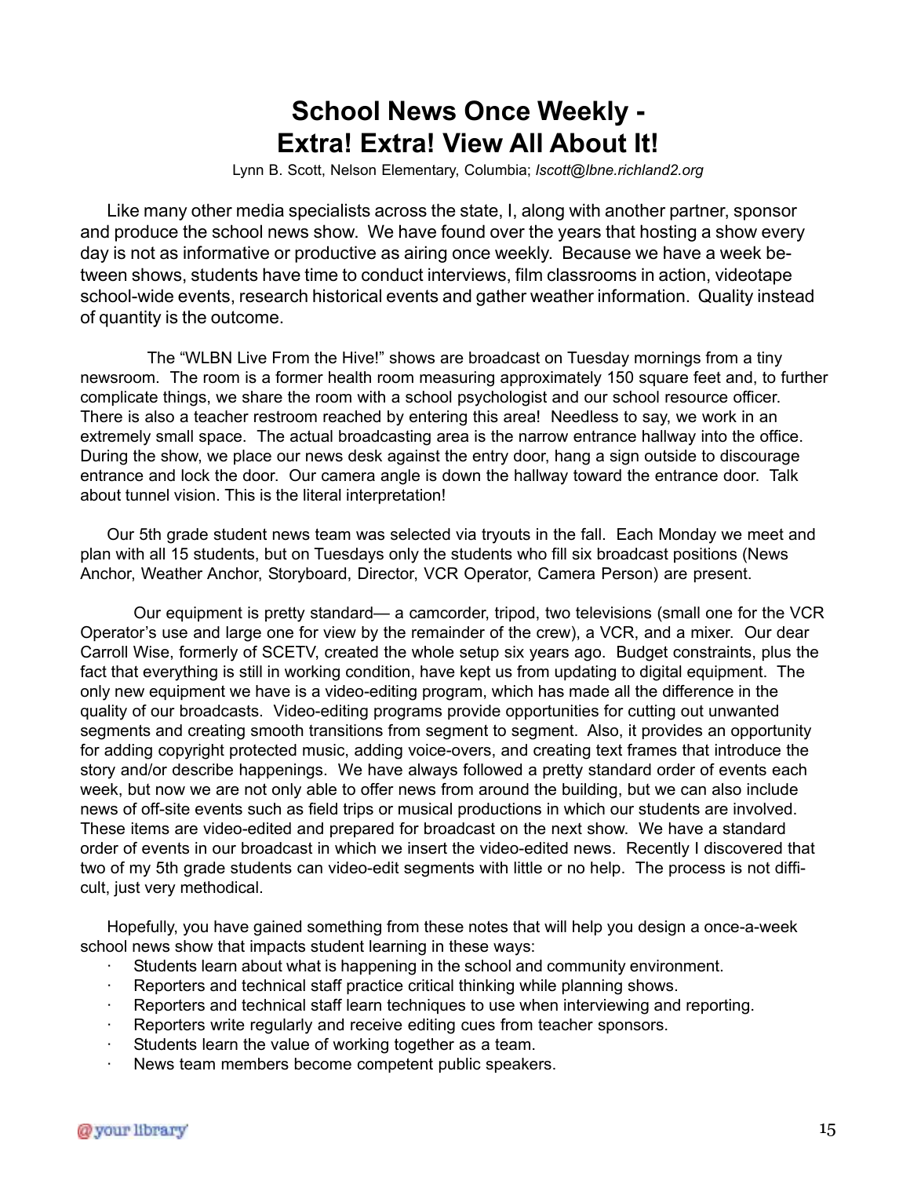# School News Once Weekly - Extra! Extra! View All About It!

Lynn B. Scott, Nelson Elementary, Columbia; *lscott@lbne.richland2.org*

Like many other media specialists across the state, I, along with another partner, sponsor and produce the school news show. We have found over the years that hosting a show every day is not as informative or productive as airing once weekly. Because we have a week between shows, students have time to conduct interviews, film classrooms in action, videotape school-wide events, research historical events and gather weather information. Quality instead of quantity is the outcome.

The "WLBN Live From the Hive!" shows are broadcast on Tuesday mornings from a tiny newsroom. The room is a former health room measuring approximately 150 square feet and, to further complicate things, we share the room with a school psychologist and our school resource officer. There is also a teacher restroom reached by entering this area! Needless to say, we work in an extremely small space. The actual broadcasting area is the narrow entrance hallway into the office. During the show, we place our news desk against the entry door, hang a sign outside to discourage entrance and lock the door. Our camera angle is down the hallway toward the entrance door. Talk about tunnel vision. This is the literal interpretation!

Our 5th grade student news team was selected via tryouts in the fall. Each Monday we meet and plan with all 15 students, but on Tuesdays only the students who fill six broadcast positions (News Anchor, Weather Anchor, Storyboard, Director, VCR Operator, Camera Person) are present.

Our equipment is pretty standard— a camcorder, tripod, two televisions (small one for the VCR Operator's use and large one for view by the remainder of the crew), a VCR, and a mixer. Our dear Carroll Wise, formerly of SCETV, created the whole setup six years ago. Budget constraints, plus the fact that everything is still in working condition, have kept us from updating to digital equipment. The only new equipment we have is a video-editing program, which has made all the difference in the quality of our broadcasts. Video-editing programs provide opportunities for cutting out unwanted segments and creating smooth transitions from segment to segment. Also, it provides an opportunity for adding copyright protected music, adding voice-overs, and creating text frames that introduce the story and/or describe happenings. We have always followed a pretty standard order of events each week, but now we are not only able to offer news from around the building, but we can also include news of off-site events such as field trips or musical productions in which our students are involved. These items are video-edited and prepared for broadcast on the next show. We have a standard order of events in our broadcast in which we insert the video-edited news. Recently I discovered that two of my 5th grade students can video-edit segments with little or no help. The process is not difficult, just very methodical.

Hopefully, you have gained something from these notes that will help you design a once-a-week school news show that impacts student learning in these ways:

- Students learn about what is happening in the school and community environment.
- Reporters and technical staff practice critical thinking while planning shows.
- Reporters and technical staff learn techniques to use when interviewing and reporting.
- Reporters write regularly and receive editing cues from teacher sponsors.
- Students learn the value of working together as a team.
- News team members become competent public speakers.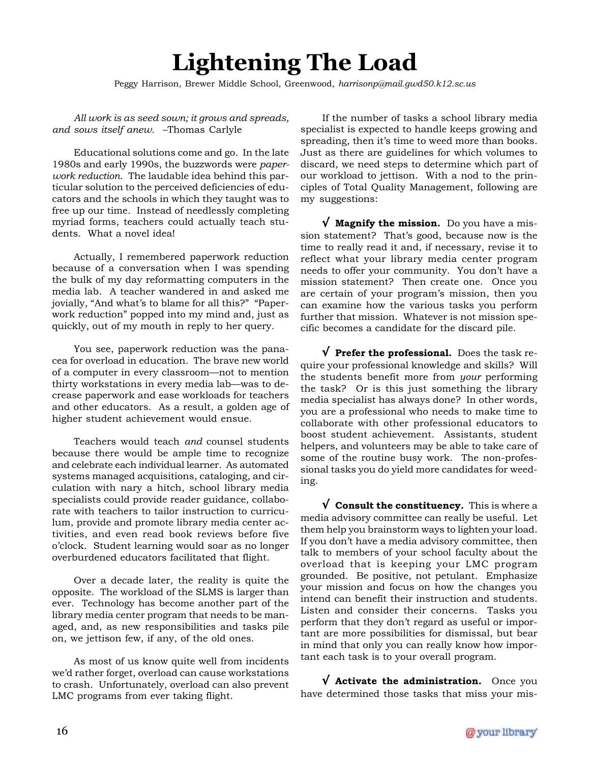# Lightening The Load

Peggy Harrison, Brewer Middle School, Greenwood, *harrisonp@mail.gwd50.k12.sc.us*

*All work is as seed sown; it grows and spreads, and sows itself anew.* –Thomas Carlyle

Educational solutions come and go. In the late 1980s and early 1990s, the buzzwords were *paperwork reduction.* The laudable idea behind this particular solution to the perceived deficiencies of educators and the schools in which they taught was to free up our time. Instead of needlessly completing myriad forms, teachers could actually teach students. What a novel idea!

Actually, I remembered paperwork reduction because of a conversation when I was spending the bulk of my day reformatting computers in the media lab. A teacher wandered in and asked me jovially, "And what's to blame for all this?" "Paperwork reduction" popped into my mind and, just as quickly, out of my mouth in reply to her query.

You see, paperwork reduction was the panacea for overload in education. The brave new world of a computer in every classroom—not to mention thirty workstations in every media lab—was to decrease paperwork and ease workloads for teachers and other educators. As a result, a golden age of higher student achievement would ensue.

Teachers would teach *and* counsel students because there would be ample time to recognize and celebrate each individual learner. As automated systems managed acquisitions, cataloging, and circulation with nary a hitch, school library media specialists could provide reader guidance, collaborate with teachers to tailor instruction to curriculum, provide and promote library media center activities, and even read book reviews before five o'clock. Student learning would soar as no longer overburdened educators facilitated that flight.

Over a decade later, the reality is quite the opposite. The workload of the SLMS is larger than ever. Technology has become another part of the library media center program that needs to be managed, and, as new responsibilities and tasks pile on, we jettison few, if any, of the old ones.

As most of us know quite well from incidents we'd rather forget, overload can cause workstations to crash. Unfortunately, overload can also prevent LMC programs from ever taking flight.

If the number of tasks a school library media specialist is expected to handle keeps growing and spreading, then it's time to weed more than books. Just as there are guidelines for which volumes to discard, we need steps to determine which part of our workload to jettison. With a nod to the principles of Total Quality Management, following are my suggestions:

√ **Magnify the mission.** Do you have a mission statement? That's good, because now is the time to really read it and, if necessary, revise it to reflect what your library media center program needs to offer your community. You don't have a mission statement? Then create one. Once you are certain of your program's mission, then you can examine how the various tasks you perform further that mission. Whatever is not mission specific becomes a candidate for the discard pile.

√ **Prefer the professional.** Does the task require your professional knowledge and skills? Will the students benefit more from *your* performing the task? Or is this just something the library media specialist has always done? In other words, you are a professional who needs to make time to collaborate with other professional educators to boost student achievement. Assistants, student helpers, and volunteers may be able to take care of some of the routine busy work. The non-professional tasks you do yield more candidates for weeding.

√ **Consult the constituency.** This is where a media advisory committee can really be useful. Let them help you brainstorm ways to lighten your load. If you don't have a media advisory committee, then talk to members of your school faculty about the overload that is keeping your LMC program grounded. Be positive, not petulant. Emphasize your mission and focus on how the changes you intend can benefit their instruction and students. Listen and consider their concerns. Tasks you perform that they don't regard as useful or important are more possibilities for dismissal, but bear in mind that only you can really know how important each task is to your overall program.

√ **Activate the administration.** Once you have determined those tasks that miss your mis-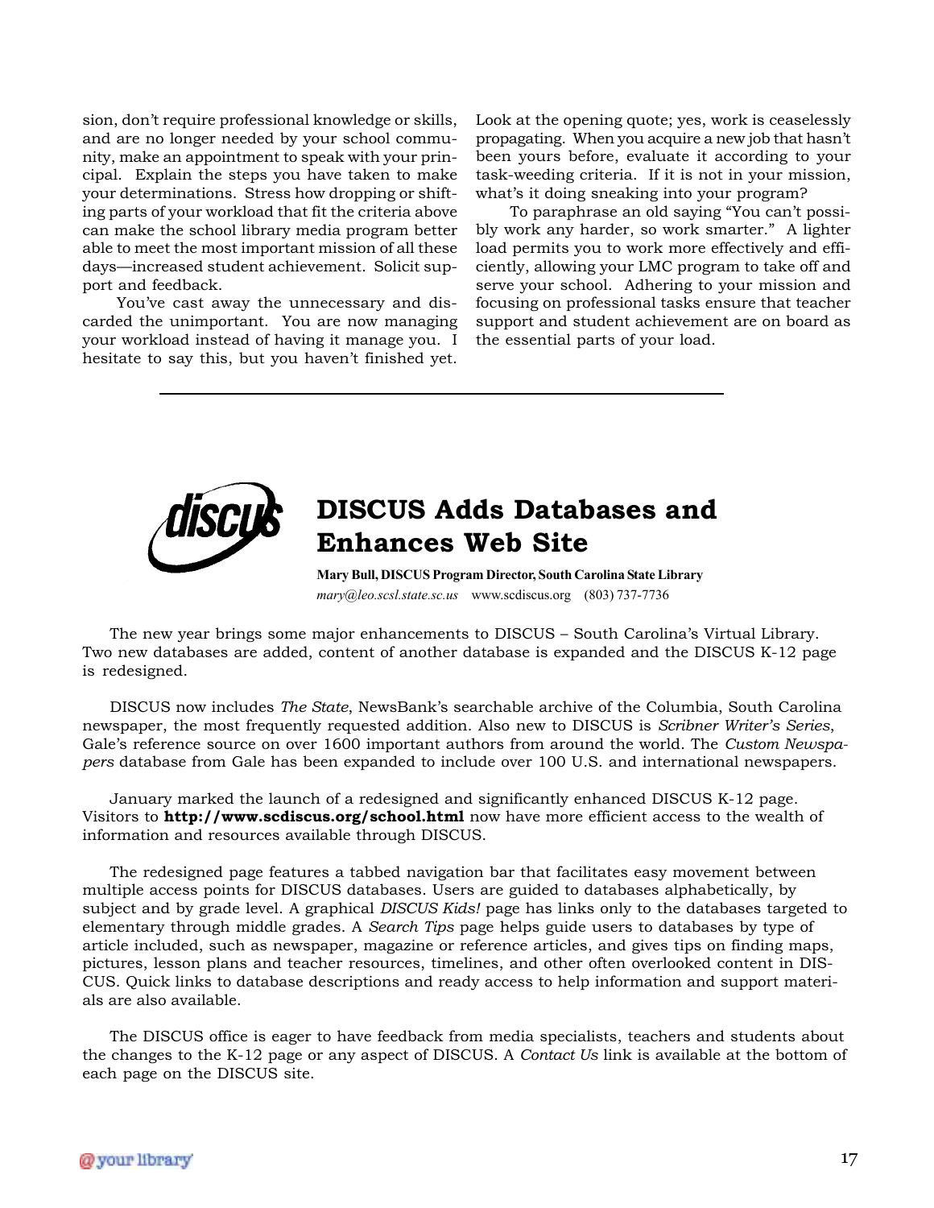sion, don't require professional knowledge or skills, and are no longer needed by your school community, make an appointment to speak with your principal. Explain the steps you have taken to make your determinations. Stress how dropping or shifting parts of your workload that fit the criteria above can make the school library media program better able to meet the most important mission of all these days—increased student achievement. Solicit support and feedback.

You've cast away the unnecessary and discarded the unimportant. You are now managing your workload instead of having it manage you. I hesitate to say this, but you haven't finished yet. Look at the opening quote; yes, work is ceaselessly propagating. When you acquire a new job that hasn't been yours before, evaluate it according to your task-weeding criteria. If it is not in your mission, what's it doing sneaking into your program?

To paraphrase an old saying "You can't possibly work any harder, so work smarter." A lighter load permits you to work more effectively and efficiently, allowing your LMC program to take off and serve your school. Adhering to your mission and focusing on professional tasks ensure that teacher support and student achievement are on board as the essential parts of your load.

---

## DISCUS Adds Databases and Enhances Web Site

**Mary Bull, DISCUS Program Director, South Carolina State Library**
*mary@leo.scsl.state.sc.us* www.scdiscus.org (803) 737-7736

The new year brings some major enhancements to DISCUS – South Carolina's Virtual Library. Two new databases are added, content of another database is expanded and the DISCUS K-12 page is redesigned.

DISCUS now includes *The State*, NewsBank's searchable archive of the Columbia, South Carolina newspaper, the most frequently requested addition. Also new to DISCUS is *Scribner Writer's Series*, Gale's reference source on over 1600 important authors from around the world. The *Custom Newspapers* database from Gale has been expanded to include over 100 U.S. and international newspapers.

January marked the launch of a redesigned and significantly enhanced DISCUS K-12 page. Visitors to **http://www.scdiscus.org/school.html** now have more efficient access to the wealth of information and resources available through DISCUS.

The redesigned page features a tabbed navigation bar that facilitates easy movement between multiple access points for DISCUS databases. Users are guided to databases alphabetically, by subject and by grade level. A graphical *DISCUS Kids!* page has links only to the databases targeted to elementary through middle grades. A *Search Tips* page helps guide users to databases by type of article included, such as newspaper, magazine or reference articles, and gives tips on finding maps, pictures, lesson plans and teacher resources, timelines, and other often overlooked content in DISCUS. Quick links to database descriptions and ready access to help information and support materials are also available.

The DISCUS office is eager to have feedback from media specialists, teachers and students about the changes to the K-12 page or any aspect of DISCUS. A *Contact Us* link is available at the bottom of each page on the DISCUS site.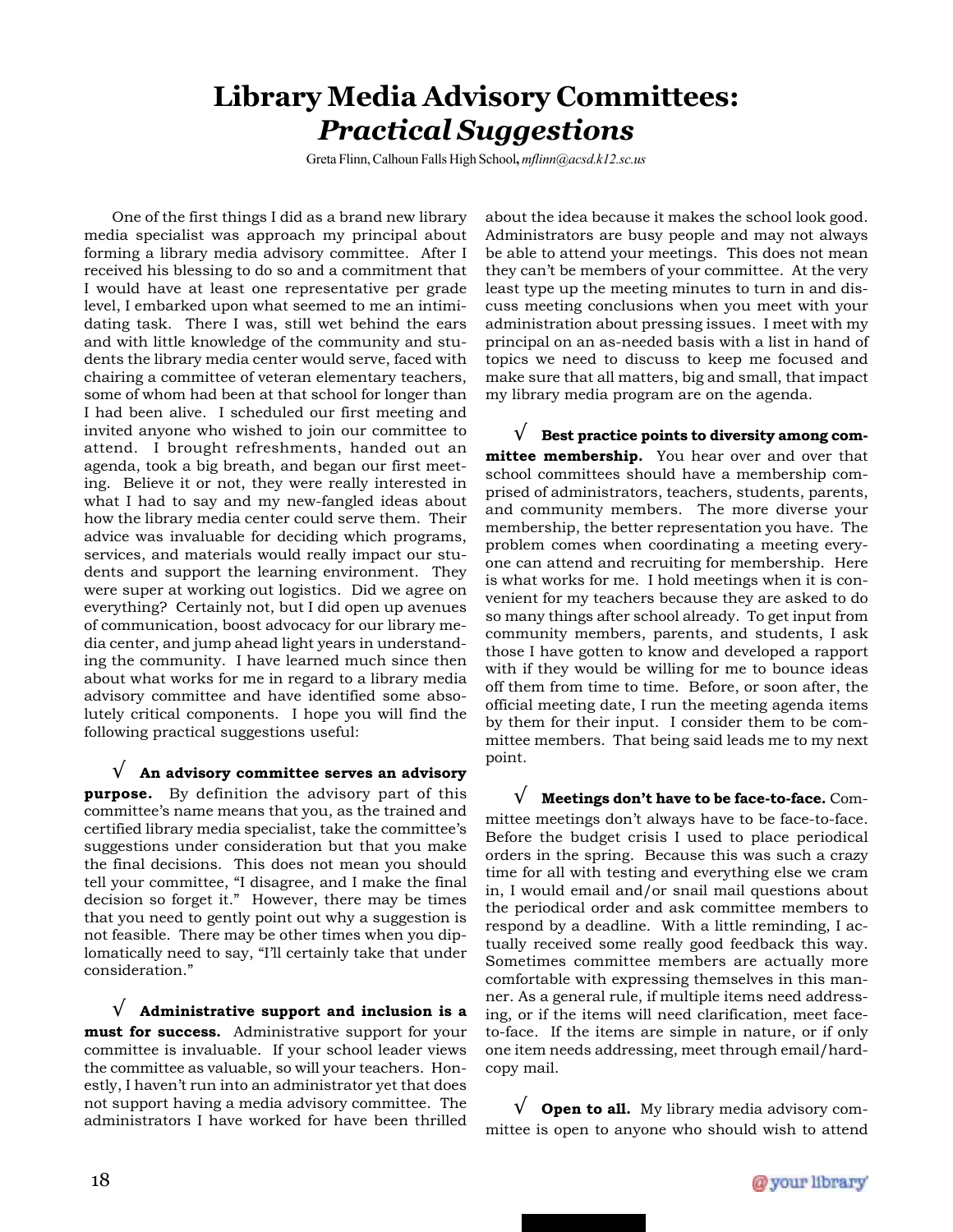# Library Media Advisory Committees: *Practical Suggestions*

Greta Flinn, Calhoun Falls High School, *mflinn@acsd.k12.sc.us*

One of the first things I did as a brand new library media specialist was approach my principal about forming a library media advisory committee. After I received his blessing to do so and a commitment that I would have at least one representative per grade level, I embarked upon what seemed to me an intimidating task. There I was, still wet behind the ears and with little knowledge of the community and students the library media center would serve, faced with chairing a committee of veteran elementary teachers, some of whom had been at that school for longer than I had been alive. I scheduled our first meeting and invited anyone who wished to join our committee to attend. I brought refreshments, handed out an agenda, took a big breath, and began our first meeting. Believe it or not, they were really interested in what I had to say and my new-fangled ideas about how the library media center could serve them. Their advice was invaluable for deciding which programs, services, and materials would really impact our students and support the learning environment. They were super at working out logistics. Did we agree on everything? Certainly not, but I did open up avenues of communication, boost advocacy for our library media center, and jump ahead light years in understanding the community. I have learned much since then about what works for me in regard to a library media advisory committee and have identified some absolutely critical components. I hope you will find the following practical suggestions useful:

√ **An advisory committee serves an advisory purpose.** By definition the advisory part of this committee's name means that you, as the trained and certified library media specialist, take the committee's suggestions under consideration but that you make the final decisions. This does not mean you should tell your committee, "I disagree, and I make the final decision so forget it." However, there may be times that you need to gently point out why a suggestion is not feasible. There may be other times when you diplomatically need to say, "I'll certainly take that under consideration."

√ **Administrative support and inclusion is a must for success.** Administrative support for your committee is invaluable. If your school leader views the committee as valuable, so will your teachers. Honestly, I haven't run into an administrator yet that does not support having a media advisory committee. The administrators I have worked for have been thrilled about the idea because it makes the school look good. Administrators are busy people and may not always be able to attend your meetings. This does not mean they can't be members of your committee. At the very least type up the meeting minutes to turn in and discuss meeting conclusions when you meet with your administration about pressing issues. I meet with my principal on an as-needed basis with a list in hand of topics we need to discuss to keep me focused and make sure that all matters, big and small, that impact my library media program are on the agenda.

√ **Best practice points to diversity among committee membership.** You hear over and over that school committees should have a membership comprised of administrators, teachers, students, parents, and community members. The more diverse your membership, the better representation you have. The problem comes when coordinating a meeting everyone can attend and recruiting for membership. Here is what works for me. I hold meetings when it is convenient for my teachers because they are asked to do so many things after school already. To get input from community members, parents, and students, I ask those I have gotten to know and developed a rapport with if they would be willing for me to bounce ideas off them from time to time. Before, or soon after, the official meeting date, I run the meeting agenda items by them for their input. I consider them to be committee members. That being said leads me to my next point.

√ **Meetings don't have to be face-to-face.** Committee meetings don't always have to be face-to-face. Before the budget crisis I used to place periodical orders in the spring. Because this was such a crazy time for all with testing and everything else we cram in, I would email and/or snail mail questions about the periodical order and ask committee members to respond by a deadline. With a little reminding, I actually received some really good feedback this way. Sometimes committee members are actually more comfortable with expressing themselves in this manner. As a general rule, if multiple items need addressing, or if the items will need clarification, meet face-to-face. If the items are simple in nature, or if only one item needs addressing, meet through email/hardcopy mail.

√ **Open to all.** My library media advisory committee is open to anyone who should wish to attend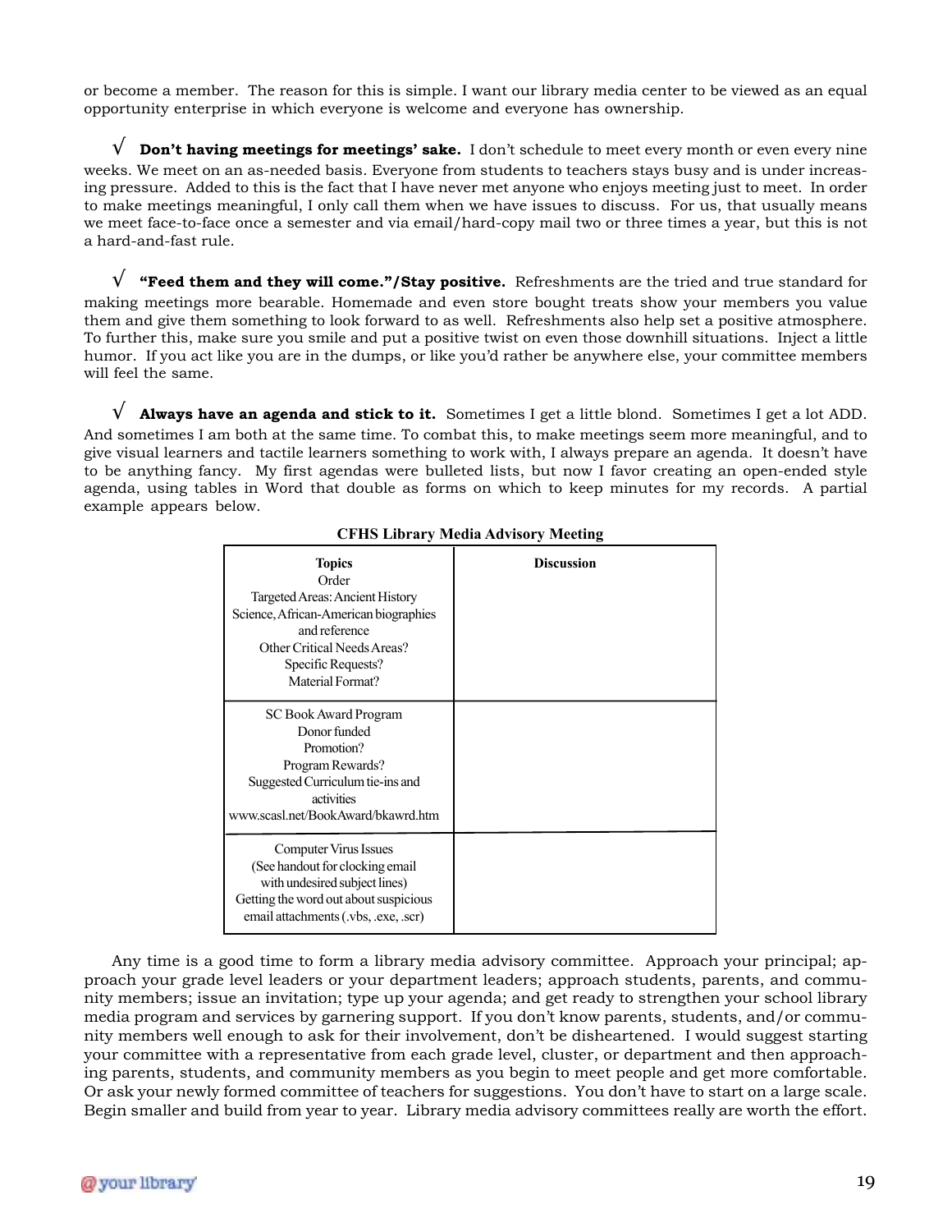or become a member. The reason for this is simple. I want our library media center to be viewed as an equal opportunity enterprise in which everyone is welcome and everyone has ownership.

√ **Don't having meetings for meetings' sake.** I don't schedule to meet every month or even every nine weeks. We meet on an as-needed basis. Everyone from students to teachers stays busy and is under increasing pressure. Added to this is the fact that I have never met anyone who enjoys meeting just to meet. In order to make meetings meaningful, I only call them when we have issues to discuss. For us, that usually means we meet face-to-face once a semester and via email/hard-copy mail two or three times a year, but this is not a hard-and-fast rule.

√ **"Feed them and they will come."/Stay positive.** Refreshments are the tried and true standard for making meetings more bearable. Homemade and even store bought treats show your members you value them and give them something to look forward to as well. Refreshments also help set a positive atmosphere. To further this, make sure you smile and put a positive twist on even those downhill situations. Inject a little humor. If you act like you are in the dumps, or like you'd rather be anywhere else, your committee members will feel the same.

√ **Always have an agenda and stick to it.** Sometimes I get a little blond. Sometimes I get a lot ADD. And sometimes I am both at the same time. To combat this, to make meetings seem more meaningful, and to give visual learners and tactile learners something to work with, I always prepare an agenda. It doesn't have to be anything fancy. My first agendas were bulleted lists, but now I favor creating an open-ended style agenda, using tables in Word that double as forms on which to keep minutes for my records. A partial example appears below.

**CFHS Library Media Advisory Meeting**

| **Topics** | **Discussion** |
|---|---|
| Order<br>Targeted Areas: Ancient History<br>Science, African-American biographies and reference<br>Other Critical Needs Areas?<br>Specific Requests?<br>Material Format? | |
| SC Book Award Program<br>Donor funded<br>Promotion?<br>Program Rewards?<br>Suggested Curriculum tie-ins and activities<br>www.scasl.net/BookAward/bkawrd.htm | |
| Computer Virus Issues<br>(See handout for clocking email with undesired subject lines)<br>Getting the word out about suspicious email attachments (.vbs, .exe, .scr) | |

Any time is a good time to form a library media advisory committee. Approach your principal; approach your grade level leaders or your department leaders; approach students, parents, and community members; issue an invitation; type up your agenda; and get ready to strengthen your school library media program and services by garnering support. If you don't know parents, students, and/or community members well enough to ask for their involvement, don't be disheartened. I would suggest starting your committee with a representative from each grade level, cluster, or department and then approaching parents, students, and community members as you begin to meet people and get more comfortable. Or ask your newly formed committee of teachers for suggestions. You don't have to start on a large scale. Begin smaller and build from year to year. Library media advisory committees really are worth the effort.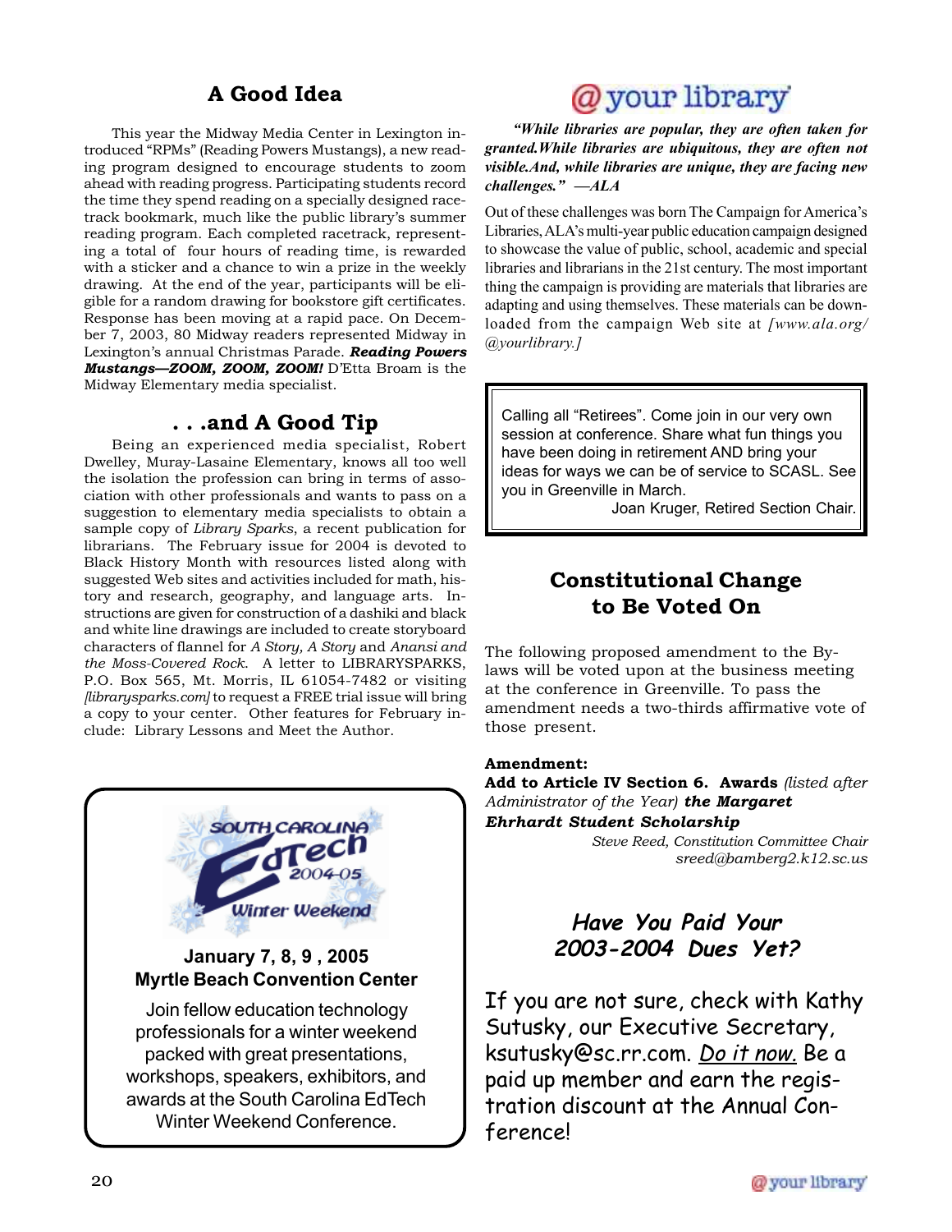## A Good Idea

This year the Midway Media Center in Lexington introduced "RPMs" (Reading Powers Mustangs), a new reading program designed to encourage students to zoom ahead with reading progress. Participating students record the time they spend reading on a specially designed racetrack bookmark, much like the public library's summer reading program. Each completed racetrack, representing a total of four hours of reading time, is rewarded with a sticker and a chance to win a prize in the weekly drawing. At the end of the year, participants will be eligible for a random drawing for bookstore gift certificates. Response has been moving at a rapid pace. On December 7, 2003, 80 Midway readers represented Midway in Lexington's annual Christmas Parade. ***Reading Powers Mustangs—ZOOM, ZOOM, ZOOM!*** D'Etta Broam is the Midway Elementary media specialist.

## . . .and A Good Tip

Being an experienced media specialist, Robert Dwelley, Muray-Lasaine Elementary, knows all too well the isolation the profession can bring in terms of association with other professionals and wants to pass on a suggestion to elementary media specialists to obtain a sample copy of *Library Sparks*, a recent publication for librarians. The February issue for 2004 is devoted to Black History Month with resources listed along with suggested Web sites and activities included for math, history and research, geography, and language arts. Instructions are given for construction of a dashiki and black and white line drawings are included to create storyboard characters of flannel for *A Story, A Story* and *Anansi and the Moss-Covered Rock*. A letter to LIBRARYSPARKS, P.O. Box 565, Mt. Morris, IL 61054-7482 or visiting *[librarysparks.com]* to request a FREE trial issue will bring a copy to your center. Other features for February include: Library Lessons and Meet the Author.

SOUTH CAROLINA EdTech 2004-05 Winter Weekend

**January 7, 8, 9 , 2005**
**Myrtle Beach Convention Center**

Join fellow education technology professionals for a winter weekend packed with great presentations, workshops, speakers, exhibitors, and awards at the South Carolina EdTech Winter Weekend Conference.

## @your library

***"While libraries are popular, they are often taken for granted.While libraries are ubiquitous, they are often not visible.And, while libraries are unique, they are facing new challenges." —ALA***

Out of these challenges was born The Campaign for America's Libraries, ALA's multi-year public education campaign designed to showcase the value of public, school, academic and special libraries and librarians in the 21st century. The most important thing the campaign is providing are materials that libraries are adapting and using themselves. These materials can be downloaded from the campaign Web site at *[www.ala.org/@yourlibrary.]*

Calling all "Retirees". Come join in our very own session at conference. Share what fun things you have been doing in retirement AND bring your ideas for ways we can be of service to SCASL. See you in Greenville in March.

Joan Kruger, Retired Section Chair.

## Constitutional Change to Be Voted On

The following proposed amendment to the By-laws will be voted upon at the business meeting at the conference in Greenville. To pass the amendment needs a two-thirds affirmative vote of those present.

**Amendment:**
**Add to Article IV Section 6. Awards** *(listed after Administrator of the Year)* ***the Margaret Ehrhardt Student Scholarship***

*Steve Reed, Constitution Committee Chair*
*sreed@bamberg2.k12.sc.us*

## *Have You Paid Your 2003-2004 Dues Yet?*

If you are not sure, check with Kathy Sutusky, our Executive Secretary, ksutusky@sc.rr.com. *Do it now.* Be a paid up member and earn the registration discount at the Annual Conference!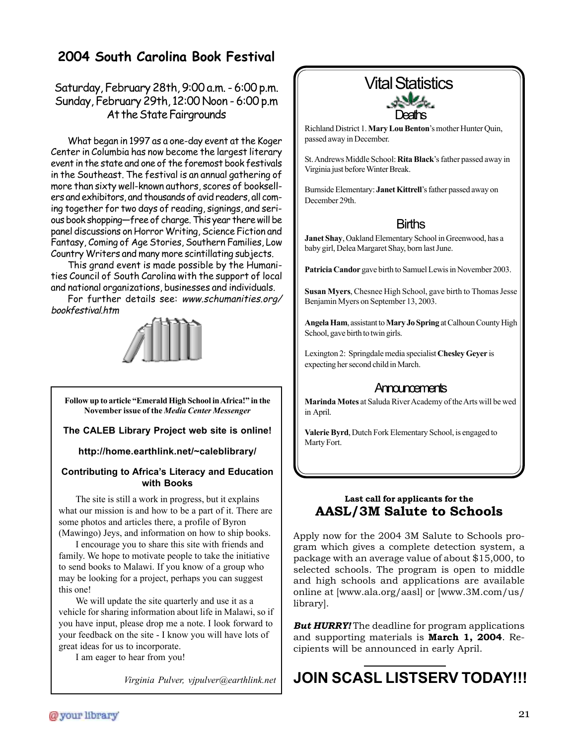## 2004 South Carolina Book Festival

Saturday, February 28th, 9:00 a.m. - 6:00 p.m.
Sunday, February 29th, 12:00 Noon - 6:00 p.m
At the State Fairgrounds

What began in 1997 as a one-day event at the Koger Center in Columbia has now become the largest literary event in the state and one of the foremost book festivals in the Southeast. The festival is an annual gathering of more than sixty well-known authors, scores of booksellers and exhibitors, and thousands of avid readers, all coming together for two days of reading, signings, and serious book shopping—free of charge. This year there will be panel discussions on Horror Writing, Science Fiction and Fantasy, Coming of Age Stories, Southern Families, Low Country Writers and many more scintillating subjects.

This grand event is made possible by the Humanities Council of South Carolina with the support of local and national organizations, businesses and individuals.

For further details see: *www.schumanities.org/bookfestival.htm*

**Follow up to article "Emerald High School in Africa!" in the November issue of the *Media Center Messenger***

**The CALEB Library Project web site is online!**

**http://home.earthlink.net/~caleblibrary/**

**Contributing to Africa's Literacy and Education with Books**

The site is still a work in progress, but it explains what our mission is and how to be a part of it. There are some photos and articles there, a profile of Byron (Mawingo) Jeys, and information on how to ship books.

I encourage you to share this site with friends and family. We hope to motivate people to take the initiative to send books to Malawi. If you know of a group who may be looking for a project, perhaps you can suggest this one!

We will update the site quarterly and use it as a vehicle for sharing information about life in Malawi, so if you have input, please drop me a note. I look forward to your feedback on the site - I know you will have lots of great ideas for us to incorporate.

I am eager to hear from you!

*Virginia Pulver, vjpulver@earthlink.net*

## Vital Statistics

### Deaths

Richland District 1. **Mary Lou Benton**'s mother Hunter Quin, passed away in December.

St. Andrews Middle School: **Rita Black**'s father passed away in Virginia just before Winter Break.

Burnside Elementary: **Janet Kittrell**'s father passed away on December 29th.

### Births

**Janet Shay**, Oakland Elementary School in Greenwood, has a baby girl, Delea Margaret Shay, born last June.

**Patricia Candor** gave birth to Samuel Lewis in November 2003.

**Susan Myers**, Chesnee High School, gave birth to Thomas Jesse Benjamin Myers on September 13, 2003.

**Angela Ham**, assistant to **Mary Jo Spring** at Calhoun County High School, gave birth to twin girls.

Lexington 2: Springdale media specialist **Chesley Geyer** is expecting her second child in March.

### Announcements

**Marinda Motes** at Saluda River Academy of the Arts will be wed in April.

**Valerie Byrd**, Dutch Fork Elementary School, is engaged to Marty Fort.

**Last call for applicants for the**
## AASL/3M Salute to Schools

Apply now for the 2004 3M Salute to Schools program which gives a complete detection system, a package with an average value of about $15,000, to selected schools. The program is open to middle and high schools and applications are available online at [www.ala.org/aasl] or [www.3M.com/us/library].

***But HURRY!*** The deadline for program applications and supporting materials is **March 1, 2004**. Recipients will be announced in early April.

## JOIN SCASL LISTSERV TODAY!!!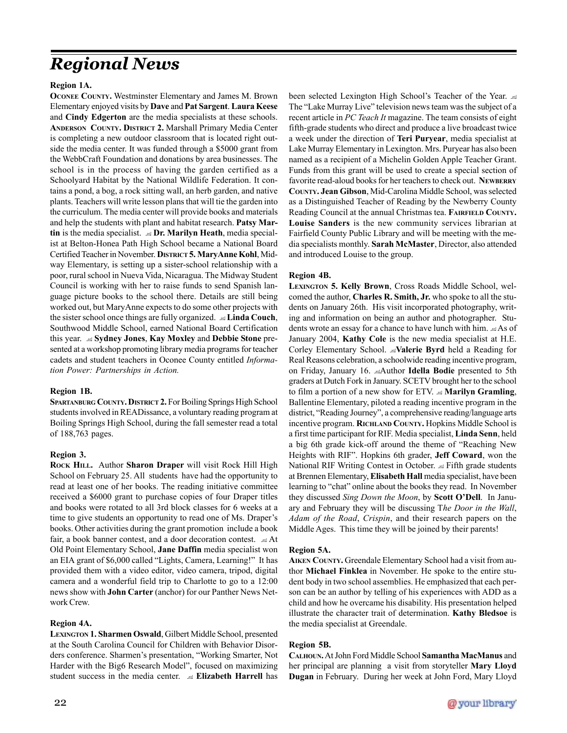# Regional News

**Region 1A.**

**Oconee County.** Westminster Elementary and James M. Brown Elementary enjoyed visits by **Dave** and **Pat Sargent**. **Laura Keese** and **Cindy Edgerton** are the media specialists at these schools. **Anderson County. District 2.** Marshall Primary Media Center is completing a new outdoor classroom that is located right outside the media center. It was funded through a $5000 grant from the WebbCraft Foundation and donations by area businesses. The school is in the process of having the garden certified as a Schoolyard Habitat by the National Wildlife Federation. It contains a pond, a bog, a rock sitting wall, an herb garden, and native plants. Teachers will write lesson plans that will tie the garden into the curriculum. The media center will provide books and materials and help the students with plant and habitat research. **Patsy Martin** is the media specialist. **Dr. Marilyn Heath**, media specialist at Belton-Honea Path High School became a National Board Certified Teacher in November. **District 5. MaryAnne Kohl**, Midway Elementary, is setting up a sister-school relationship with a poor, rural school in Nueva Vida, Nicaragua. The Midway Student Council is working with her to raise funds to send Spanish language picture books to the school there. Details are still being worked out, but MaryAnne expects to do some other projects with the sister school once things are fully organized. **Linda Couch**, Southwood Middle School, earned National Board Certification this year. **Sydney Jones**, **Kay Moxley** and **Debbie Stone** presented at a workshop promoting library media programs for teacher cadets and student teachers in Oconee County entitled *Information Power: Partnerships in Action.*

**Region 1B.**

**Spartanburg County. District 2.** For Boiling Springs High School students involved in READissance, a voluntary reading program at Boiling Springs High School, during the fall semester read a total of 188,763 pages.

**Region 3.**

**Rock Hill.** Author **Sharon Draper** will visit Rock Hill High School on February 25. All students have had the opportunity to read at least one of her books. The reading initiative committee received a $6000 grant to purchase copies of four Draper titles and books were rotated to all 3rd block classes for 6 weeks at a time to give students an opportunity to read one of Ms. Draper's books. Other activities during the grant promotion include a book fair, a book banner contest, and a door decoration contest. At Old Point Elementary School, **Jane Daffin** media specialist won an EIA grant of $6,000 called "Lights, Camera, Learning!" It has provided them with a video editor, video camera, tripod, digital camera and a wonderful field trip to Charlotte to go to a 12:00 news show with **John Carter** (anchor) for our Panther News Network Crew.

**Region 4A.**

**Lexington 1. Sharmen Oswald**, Gilbert Middle School, presented at the South Carolina Council for Children with Behavior Disorders conference. Sharmen's presentation, "Working Smarter, Not Harder with the Big6 Research Model", focused on maximizing student success in the media center. **Elizabeth Harrell** has been selected Lexington High School's Teacher of the Year. The "Lake Murray Live" television news team was the subject of a recent article in *PC Teach It* magazine. The team consists of eight fifth-grade students who direct and produce a live broadcast twice a week under the direction of **Teri Puryear**, media specialist at Lake Murray Elementary in Lexington. Mrs. Puryear has also been named as a recipient of a Michelin Golden Apple Teacher Grant. Funds from this grant will be used to create a special section of favorite read-aloud books for her teachers to check out. **Newberry County. Jean Gibson**, Mid-Carolina Middle School, was selected as a Distinguished Teacher of Reading by the Newberry County Reading Council at the annual Christmas tea. **Fairfield County. Louise Sanders** is the new community services librarian at Fairfield County Public Library and will be meeting with the media specialists monthly. **Sarah McMaster**, Director, also attended and introduced Louise to the group.

**Region 4B.**

**Lexington 5. Kelly Brown**, Cross Roads Middle School, welcomed the author, **Charles R. Smith, Jr.** who spoke to all the students on January 26th. His visit incorporated photography, writing and information on being an author and photographer. Students wrote an essay for a chance to have lunch with him. As of January 2004, **Kathy Cole** is the new media specialist at H.E. Corley Elementary School. **Valerie Byrd** held a Reading for Real Reasons celebration, a schoolwide reading incentive program, on Friday, January 16. Author **Idella Bodie** presented to 5th graders at Dutch Fork in January. SCETV brought her to the school to film a portion of a new show for ETV. **Marilyn Gramling**, Ballentine Elementary, piloted a reading incentive program in the district, "Reading Journey", a comprehensive reading/language arts incentive program. **Richland County.** Hopkins Middle School is a first time participant for RIF. Media specialist, **Linda Senn**, held a big 6th grade kick-off around the theme of "Reaching New Heights with RIF". Hopkins 6th grader, **Jeff Coward**, won the National RIF Writing Contest in October. Fifth grade students at Brennen Elementary, **Elisabeth Hall** media specialist, have been learning to "chat" online about the books they read. In November they discussed *Sing Down the Moon*, by **Scott O'Dell**. In January and February they will be discussing *The Door in the Wall*, *Adam of the Road*, *Crispin*, and their research papers on the Middle Ages. This time they will be joined by their parents!

**Region 5A.**

**Aiken County.** Greendale Elementary School had a visit from author **Michael Finklea** in November. He spoke to the entire student body in two school assemblies. He emphasized that each person can be an author by telling of his experiences with ADD as a child and how he overcame his disability. His presentation helped illustrate the character trait of determination. **Kathy Bledsoe** is the media specialist at Greendale.

**Region 5B.**

**Calhoun.** At John Ford Middle School **Samantha MacManus** and her principal are planning a visit from storyteller **Mary Lloyd Dugan** in February. During her week at John Ford, Mary Lloyd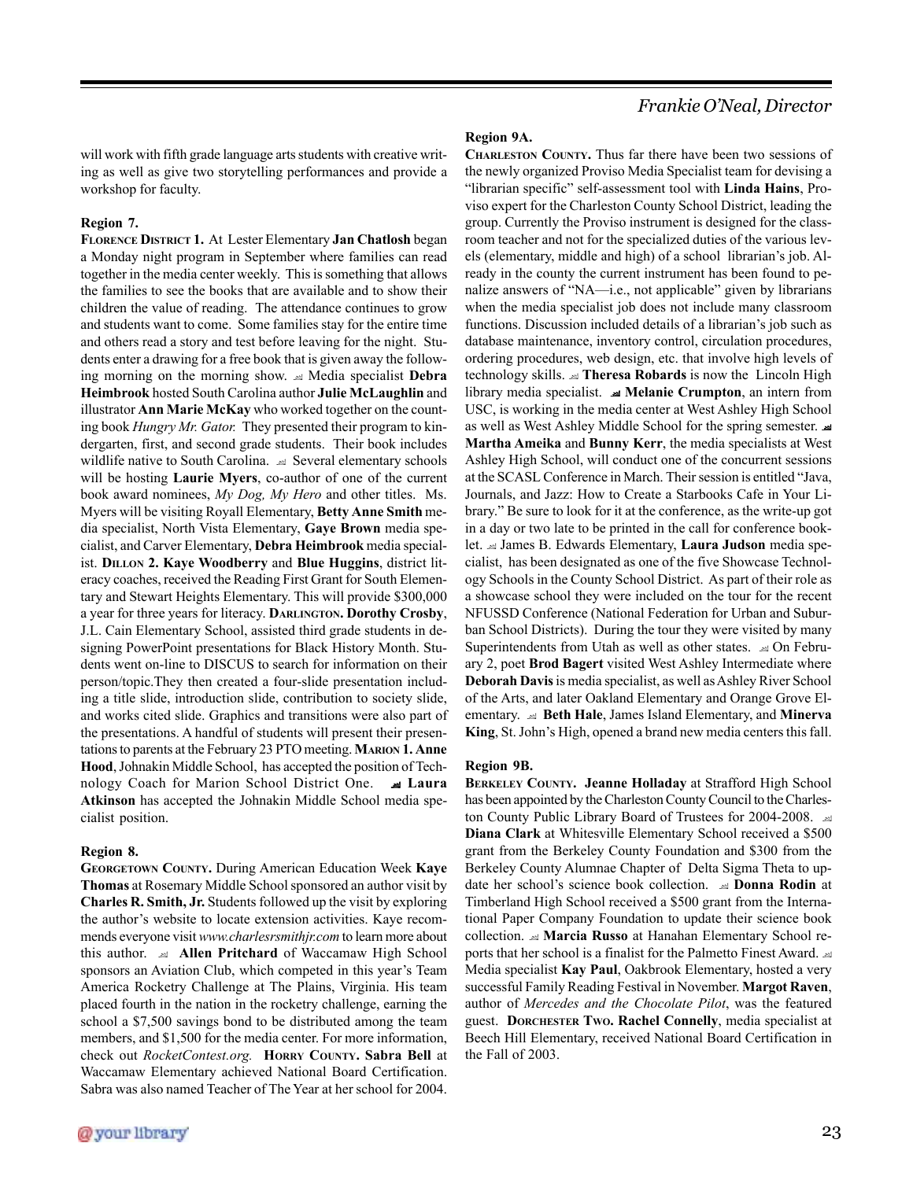will work with fifth grade language arts students with creative writing as well as give two storytelling performances and provide a workshop for faculty.

**Region 7.**

**Florence District 1.** At Lester Elementary **Jan Chatlosh** began a Monday night program in September where families can read together in the media center weekly. This is something that allows the families to see the books that are available and to show their children the value of reading. The attendance continues to grow and students want to come. Some families stay for the entire time and others read a story and test before leaving for the night. Students enter a drawing for a free book that is given away the following morning on the morning show. Media specialist **Debra Heimbrook** hosted South Carolina author **Julie McLaughlin** and illustrator **Ann Marie McKay** who worked together on the counting book *Hungry Mr. Gator.* They presented their program to kindergarten, first, and second grade students. Their book includes wildlife native to South Carolina. Several elementary schools will be hosting **Laurie Myers**, co-author of one of the current book award nominees, *My Dog, My Hero* and other titles. Ms. Myers will be visiting Royall Elementary, **Betty Anne Smith** media specialist, North Vista Elementary, **Gaye Brown** media specialist, and Carver Elementary, **Debra Heimbrook** media specialist. **Dillon 2. Kaye Woodberry** and **Blue Huggins**, district literacy coaches, received the Reading First Grant for South Elementary and Stewart Heights Elementary. This will provide $300,000 a year for three years for literacy. **Darlington. Dorothy Crosby**, J.L. Cain Elementary School, assisted third grade students in designing PowerPoint presentations for Black History Month. Students went on-line to DISCUS to search for information on their person/topic.They then created a four-slide presentation including a title slide, introduction slide, contribution to society slide, and works cited slide. Graphics and transitions were also part of the presentations. A handful of students will present their presentations to parents at the February 23 PTO meeting. **Marion 1. Anne Hood**, Johnakin Middle School, has accepted the position of Technology Coach for Marion School District One. **Laura Atkinson** has accepted the Johnakin Middle School media specialist position.

**Region 8.**

**Georgetown County.** During American Education Week **Kaye Thomas** at Rosemary Middle School sponsored an author visit by **Charles R. Smith, Jr.** Students followed up the visit by exploring the author's website to locate extension activities. Kaye recommends everyone visit *www.charlesrsmithjr.com* to learn more about this author. **Allen Pritchard** of Waccamaw High School sponsors an Aviation Club, which competed in this year's Team America Rocketry Challenge at The Plains, Virginia. His team placed fourth in the nation in the rocketry challenge, earning the school a $7,500 savings bond to be distributed among the team members, and $1,500 for the media center. For more information, check out *RocketContest.org.* **Horry County. Sabra Bell** at Waccamaw Elementary achieved National Board Certification. Sabra was also named Teacher of The Year at her school for 2004.

**Region 9A.**

**Charleston County.** Thus far there have been two sessions of the newly organized Proviso Media Specialist team for devising a "librarian specific" self-assessment tool with **Linda Hains**, Proviso expert for the Charleston County School District, leading the group. Currently the Proviso instrument is designed for the classroom teacher and not for the specialized duties of the various levels (elementary, middle and high) of a school librarian's job. Already in the county the current instrument has been found to penalize answers of "NA—i.e., not applicable" given by librarians when the media specialist job does not include many classroom functions. Discussion included details of a librarian's job such as database maintenance, inventory control, circulation procedures, ordering procedures, web design, etc. that involve high levels of technology skills. **Theresa Robards** is now the Lincoln High library media specialist. **Melanie Crumpton**, an intern from USC, is working in the media center at West Ashley High School as well as West Ashley Middle School for the spring semester. **Martha Ameika** and **Bunny Kerr**, the media specialists at West Ashley High School, will conduct one of the concurrent sessions at the SCASL Conference in March. Their session is entitled "Java, Journals, and Jazz: How to Create a Starbooks Cafe in Your Library." Be sure to look for it at the conference, as the write-up got in a day or two late to be printed in the call for conference booklet. James B. Edwards Elementary, **Laura Judson** media specialist, has been designated as one of the five Showcase Technology Schools in the County School District. As part of their role as a showcase school they were included on the tour for the recent NFUSSD Conference (National Federation for Urban and Suburban School Districts). During the tour they were visited by many Superintendents from Utah as well as other states. On February 2, poet **Brod Bagert** visited West Ashley Intermediate where **Deborah Davis** is media specialist, as well as Ashley River School of the Arts, and later Oakland Elementary and Orange Grove Elementary. **Beth Hale**, James Island Elementary, and **Minerva King**, St. John's High, opened a brand new media centers this fall.

**Region 9B.**

**Berkeley County. Jeanne Holladay** at Strafford High School has been appointed by the Charleston County Council to the Charleston County Public Library Board of Trustees for 2004-2008. **Diana Clark** at Whitesville Elementary School received a $500 grant from the Berkeley County Foundation and $300 from the Berkeley County Alumnae Chapter of Delta Sigma Theta to update her school's science book collection. **Donna Rodin** at Timberland High School received a $500 grant from the International Paper Company Foundation to update their science book collection. **Marcia Russo** at Hanahan Elementary School reports that her school is a finalist for the Palmetto Finest Award. Media specialist **Kay Paul**, Oakbrook Elementary, hosted a very successful Family Reading Festival in November. **Margot Raven**, author of *Mercedes and the Chocolate Pilot*, was the featured guest. **Dorchester Two. Rachel Connelly**, media specialist at Beech Hill Elementary, received National Board Certification in the Fall of 2003.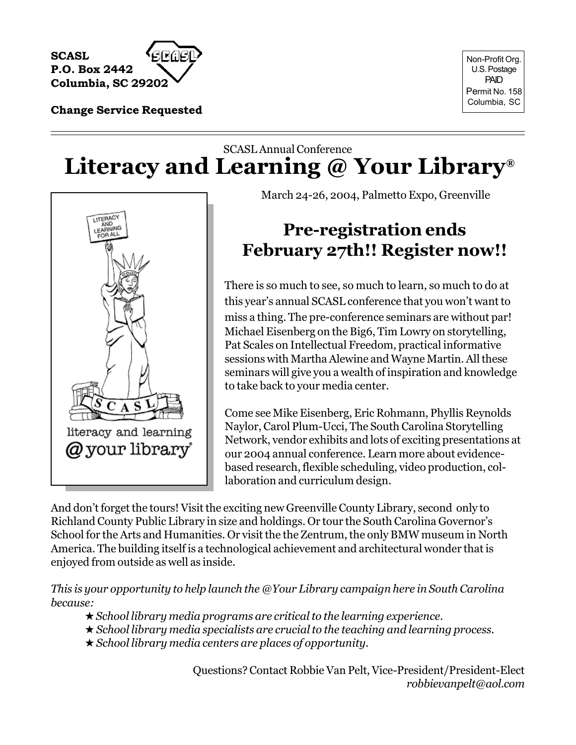**SCASL**
**P.O. Box 2442**
**Columbia, SC 29202**

**Change Service Requested**

Non-Profit Org.
U.S. Postage
PAID
Permit No. 158
Columbia, SC

SCASL Annual Conference

# Literacy and Learning @ Your Library®

March 24-26, 2004, Palmetto Expo, Greenville

## Pre-registration ends February 27th!! Register now!!

There is so much to see, so much to learn, so much to do at this year's annual SCASL conference that you won't want to miss a thing. The pre-conference seminars are without par! Michael Eisenberg on the Big6, Tim Lowry on storytelling, Pat Scales on Intellectual Freedom, practical informative sessions with Martha Alewine and Wayne Martin. All these seminars will give you a wealth of inspiration and knowledge to take back to your media center.

Come see Mike Eisenberg, Eric Rohmann, Phyllis Reynolds Naylor, Carol Plum-Ucci, The South Carolina Storytelling Network, vendor exhibits and lots of exciting presentations at our 2004 annual conference. Learn more about evidence-based research, flexible scheduling, video production, collaboration and curriculum design.

And don't forget the tours! Visit the exciting new Greenville County Library, second only to Richland County Public Library in size and holdings. Or tour the South Carolina Governor's School for the Arts and Humanities. Or visit the the Zentrum, the only BMW museum in North America. The building itself is a technological achievement and architectural wonder that is enjoyed from outside as well as inside.

*This is your opportunity to help launch the @Your Library campaign here in South Carolina because:*

- ★ *School library media programs are critical to the learning experience.*
- ★ *School library media specialists are crucial to the teaching and learning process.*
- ★ *School library media centers are places of opportunity.*

Questions? Contact Robbie Van Pelt, Vice-President/President-Elect
*robbievanpelt@aol.com*